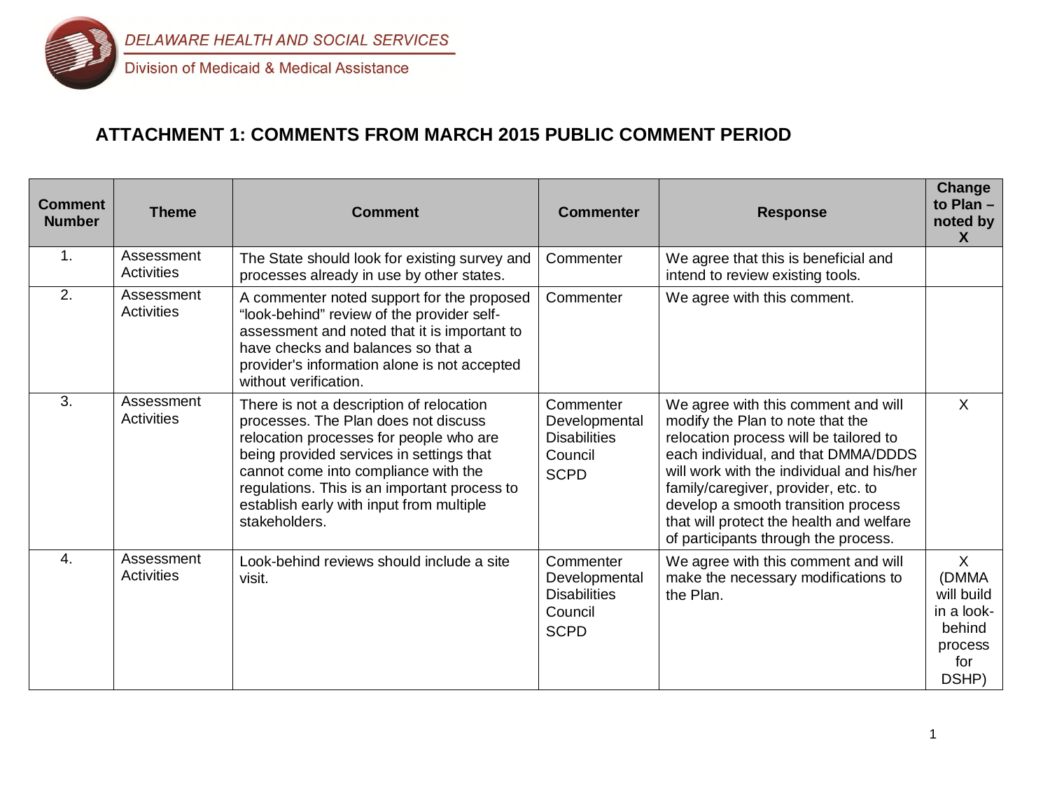DELAWARE HEALTH AND SOCIAL SERVICES

Division of Medicaid & Medical Assistance

# ATTACHMENT 1: COMMENTS FROM MARCH 2015 PUBLIC COMMENT PERIOD

| Comment Number | Theme | Comment | Commenter | Response | Change to Plan – noted by X |
|---|---|---|---|---|---|
| 1. | Assessment Activities | The State should look for existing survey and processes already in use by other states. | Commenter | We agree that this is beneficial and intend to review existing tools. | |
| 2. | Assessment Activities | A commenter noted support for the proposed "look-behind" review of the provider self-assessment and noted that it is important to have checks and balances so that a provider's information alone is not accepted without verification. | Commenter | We agree with this comment. | |
| 3. | Assessment Activities | There is not a description of relocation processes. The Plan does not discuss relocation processes for people who are being provided services in settings that cannot come into compliance with the regulations. This is an important process to establish early with input from multiple stakeholders. | Commenter Developmental Disabilities Council SCPD | We agree with this comment and will modify the Plan to note that the relocation process will be tailored to each individual, and that DMMA/DDDS will work with the individual and his/her family/caregiver, provider, etc. to develop a smooth transition process that will protect the health and welfare of participants through the process. | X |
| 4. | Assessment Activities | Look-behind reviews should include a site visit. | Commenter Developmental Disabilities Council SCPD | We agree with this comment and will make the necessary modifications to the Plan. | X (DMMA will build in a look-behind process for DSHP) |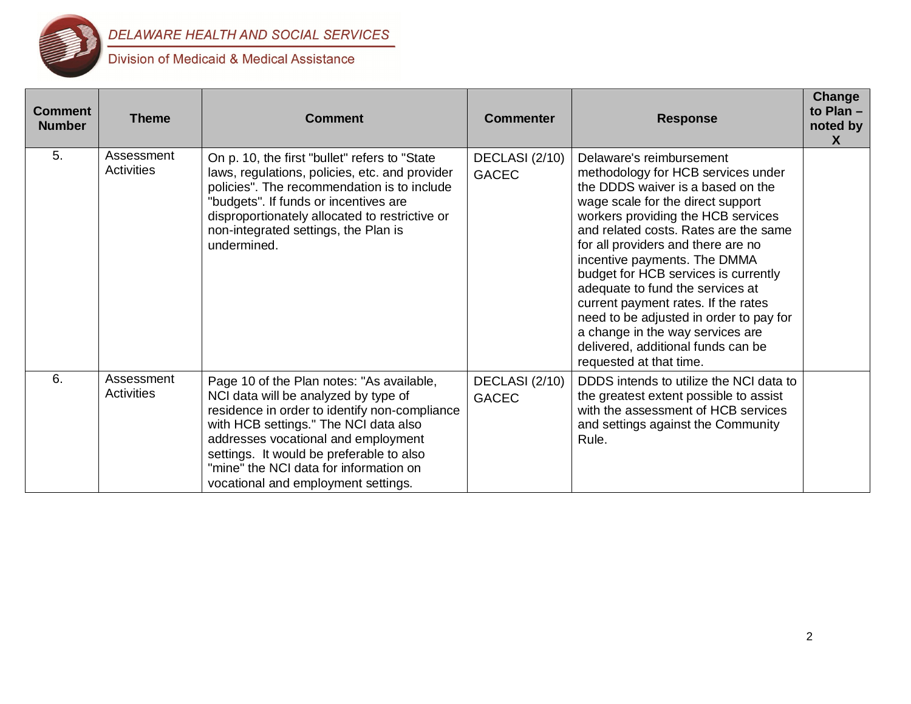| Comment Number | Theme | Comment | Commenter | Response | Change to Plan – noted by X |
|---|---|---|---|---|---|
| 5. | Assessment Activities | On p. 10, the first "bullet" refers to "State laws, regulations, policies, etc. and provider policies". The recommendation is to include "budgets". If funds or incentives are disproportionately allocated to restrictive or non-integrated settings, the Plan is undermined. | DECLASI (2/10) GACEC | Delaware's reimbursement methodology for HCB services under the DDDS waiver is a based on the wage scale for the direct support workers providing the HCB services and related costs. Rates are the same for all providers and there are no incentive payments. The DMMA budget for HCB services is currently adequate to fund the services at current payment rates. If the rates need to be adjusted in order to pay for a change in the way services are delivered, additional funds can be requested at that time. | |
| 6. | Assessment Activities | Page 10 of the Plan notes: "As available, NCI data will be analyzed by type of residence in order to identify non-compliance with HCB settings." The NCI data also addresses vocational and employment settings. It would be preferable to also "mine" the NCI data for information on vocational and employment settings. | DECLASI (2/10) GACEC | DDDS intends to utilize the NCI data to the greatest extent possible to assist with the assessment of HCB services and settings against the Community Rule. | |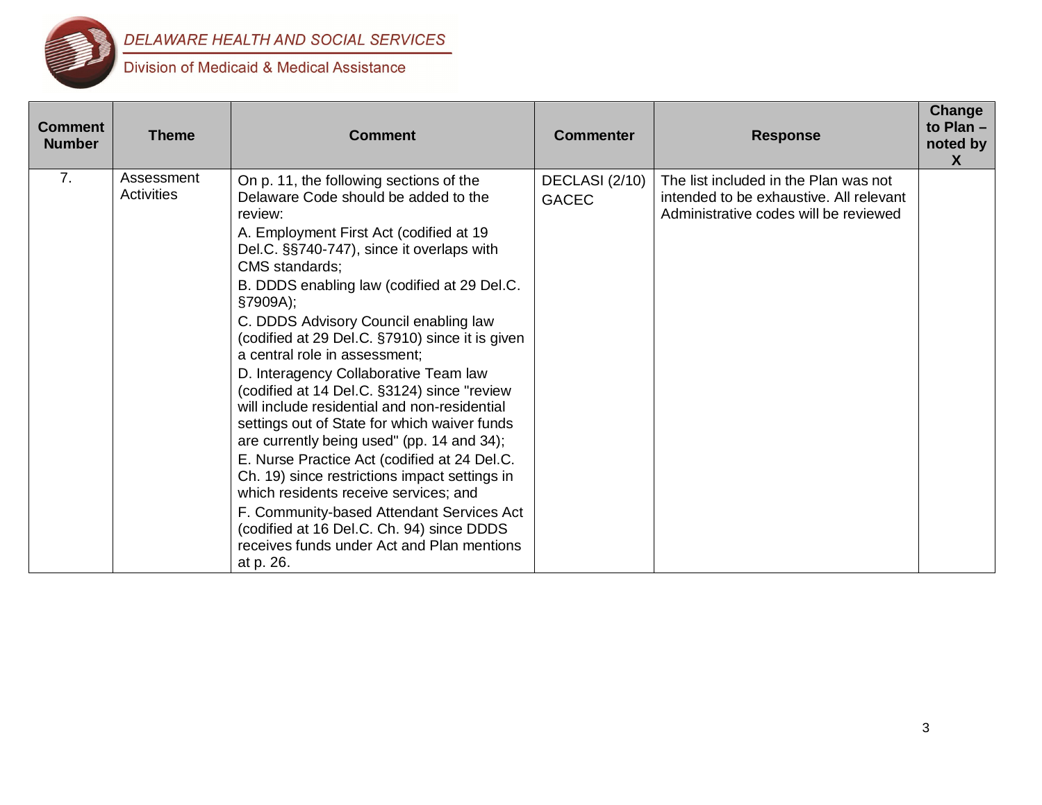| Comment Number | Theme | Comment | Commenter | Response | Change to Plan – noted by X |
|---|---|---|---|---|---|
| 7. | Assessment Activities | On p. 11, the following sections of the Delaware Code should be added to the review:<br>A. Employment First Act (codified at 19 Del.C. §§740-747), since it overlaps with CMS standards;<br>B. DDDS enabling law (codified at 29 Del.C. §7909A);<br>C. DDDS Advisory Council enabling law (codified at 29 Del.C. §7910) since it is given a central role in assessment;<br>D. Interagency Collaborative Team law (codified at 14 Del.C. §3124) since "review will include residential and non-residential settings out of State for which waiver funds are currently being used" (pp. 14 and 34);<br>E. Nurse Practice Act (codified at 24 Del.C. Ch. 19) since restrictions impact settings in which residents receive services; and<br>F. Community-based Attendant Services Act (codified at 16 Del.C. Ch. 94) since DDDS receives funds under Act and Plan mentions at p. 26. | DECLASI (2/10)<br>GACEC | The list included in the Plan was not intended to be exhaustive. All relevant Administrative codes will be reviewed | |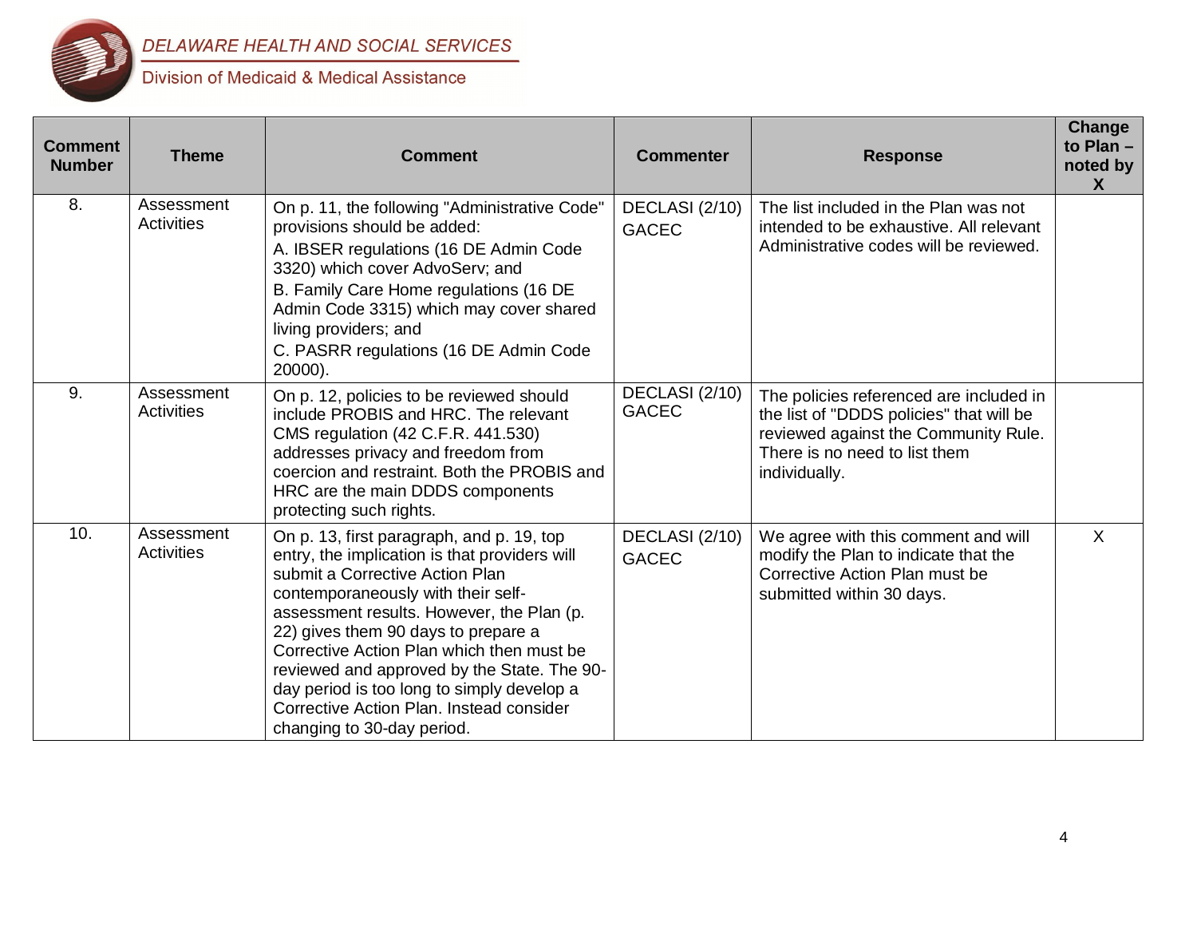DELAWARE HEALTH AND SOCIAL SERVICES

Division of Medicaid & Medical Assistance

| Comment Number | Theme | Comment | Commenter | Response | Change to Plan – noted by X |
|---|---|---|---|---|---|
| 8. | Assessment Activities | On p. 11, the following "Administrative Code" provisions should be added:<br>A. IBSER regulations (16 DE Admin Code 3320) which cover AdvoServ; and<br>B. Family Care Home regulations (16 DE Admin Code 3315) which may cover shared living providers; and<br>C. PASRR regulations (16 DE Admin Code 20000). | DECLASI (2/10) GACEC | The list included in the Plan was not intended to be exhaustive. All relevant Administrative codes will be reviewed. | |
| 9. | Assessment Activities | On p. 12, policies to be reviewed should include PROBIS and HRC. The relevant CMS regulation (42 C.F.R. 441.530) addresses privacy and freedom from coercion and restraint. Both the PROBIS and HRC are the main DDDS components protecting such rights. | DECLASI (2/10) GACEC | The policies referenced are included in the list of "DDDS policies" that will be reviewed against the Community Rule. There is no need to list them individually. | |
| 10. | Assessment Activities | On p. 13, first paragraph, and p. 19, top entry, the implication is that providers will submit a Corrective Action Plan contemporaneously with their self-assessment results. However, the Plan (p. 22) gives them 90 days to prepare a Corrective Action Plan which then must be reviewed and approved by the State. The 90-day period is too long to simply develop a Corrective Action Plan. Instead consider changing to 30-day period. | DECLASI (2/10) GACEC | We agree with this comment and will modify the Plan to indicate that the Corrective Action Plan must be submitted within 30 days. | X |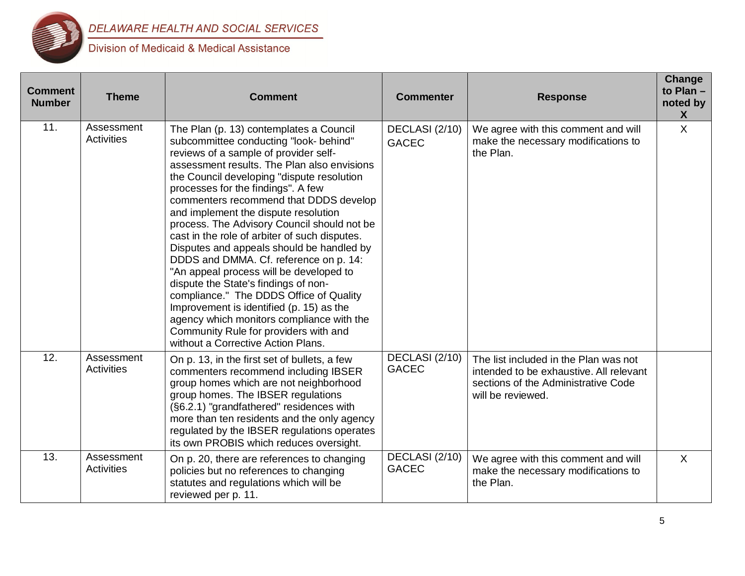| Comment Number | Theme | Comment | Commenter | Response | Change to Plan – noted by X |
|---|---|---|---|---|---|
| 11. | Assessment Activities | The Plan (p. 13) contemplates a Council subcommittee conducting "look- behind" reviews of a sample of provider self-assessment results. The Plan also envisions the Council developing "dispute resolution processes for the findings". A few commenters recommend that DDDS develop and implement the dispute resolution process. The Advisory Council should not be cast in the role of arbiter of such disputes. Disputes and appeals should be handled by DDDS and DMMA. Cf. reference on p. 14: "An appeal process will be developed to dispute the State's findings of non-compliance." The DDDS Office of Quality Improvement is identified (p. 15) as the agency which monitors compliance with the Community Rule for providers with and without a Corrective Action Plans. | DECLASI (2/10) GACEC | We agree with this comment and will make the necessary modifications to the Plan. | X |
| 12. | Assessment Activities | On p. 13, in the first set of bullets, a few commenters recommend including IBSER group homes which are not neighborhood group homes. The IBSER regulations (§6.2.1) "grandfathered" residences with more than ten residents and the only agency regulated by the IBSER regulations operates its own PROBIS which reduces oversight. | DECLASI (2/10) GACEC | The list included in the Plan was not intended to be exhaustive. All relevant sections of the Administrative Code will be reviewed. | |
| 13. | Assessment Activities | On p. 20, there are references to changing policies but no references to changing statutes and regulations which will be reviewed per p. 11. | DECLASI (2/10) GACEC | We agree with this comment and will make the necessary modifications to the Plan. | X |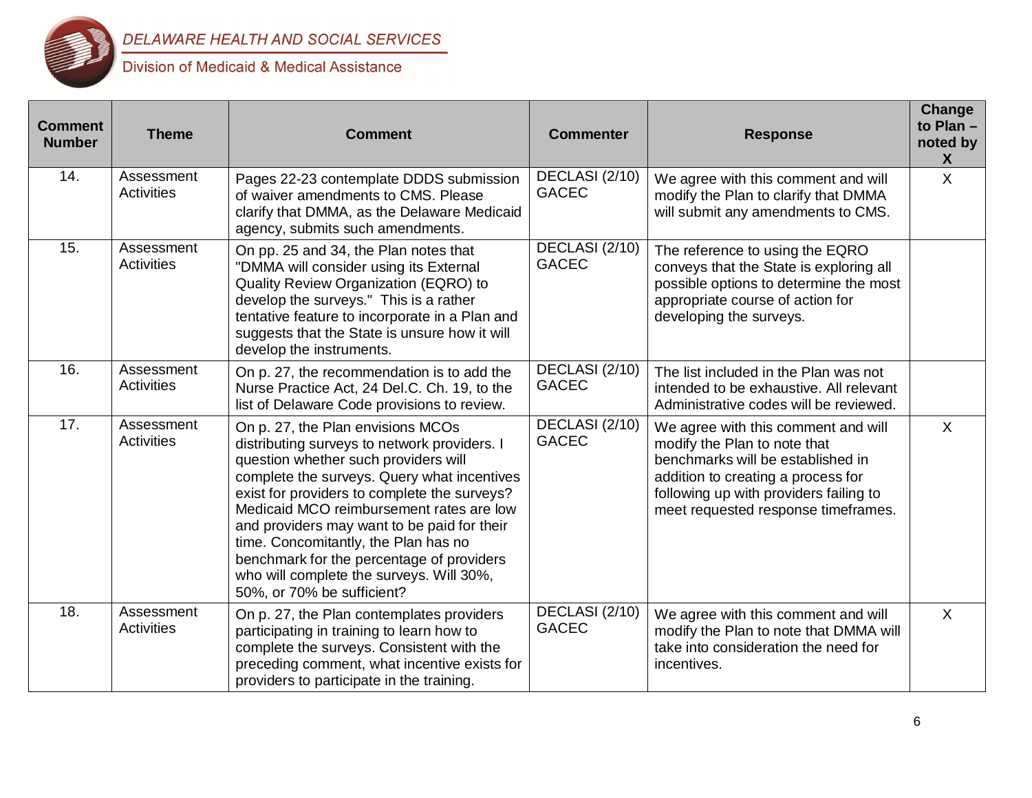| Comment Number | Theme | Comment | Commenter | Response | Change to Plan – noted by X |
|---|---|---|---|---|---|
| 14. | Assessment Activities | Pages 22-23 contemplate DDDS submission of waiver amendments to CMS. Please clarify that DMMA, as the Delaware Medicaid agency, submits such amendments. | DECLASI (2/10) GACEC | We agree with this comment and will modify the Plan to clarify that DMMA will submit any amendments to CMS. | X |
| 15. | Assessment Activities | On pp. 25 and 34, the Plan notes that "DMMA will consider using its External Quality Review Organization (EQRO) to develop the surveys." This is a rather tentative feature to incorporate in a Plan and suggests that the State is unsure how it will develop the instruments. | DECLASI (2/10) GACEC | The reference to using the EQRO conveys that the State is exploring all possible options to determine the most appropriate course of action for developing the surveys. | |
| 16. | Assessment Activities | On p. 27, the recommendation is to add the Nurse Practice Act, 24 Del.C. Ch. 19, to the list of Delaware Code provisions to review. | DECLASI (2/10) GACEC | The list included in the Plan was not intended to be exhaustive. All relevant Administrative codes will be reviewed. | |
| 17. | Assessment Activities | On p. 27, the Plan envisions MCOs distributing surveys to network providers. I question whether such providers will complete the surveys. Query what incentives exist for providers to complete the surveys? Medicaid MCO reimbursement rates are low and providers may want to be paid for their time. Concomitantly, the Plan has no benchmark for the percentage of providers who will complete the surveys. Will 30%, 50%, or 70% be sufficient? | DECLASI (2/10) GACEC | We agree with this comment and will modify the Plan to note that benchmarks will be established in addition to creating a process for following up with providers failing to meet requested response timeframes. | X |
| 18. | Assessment Activities | On p. 27, the Plan contemplates providers participating in training to learn how to complete the surveys. Consistent with the preceding comment, what incentive exists for providers to participate in the training. | DECLASI (2/10) GACEC | We agree with this comment and will modify the Plan to note that DMMA will take into consideration the need for incentives. | X |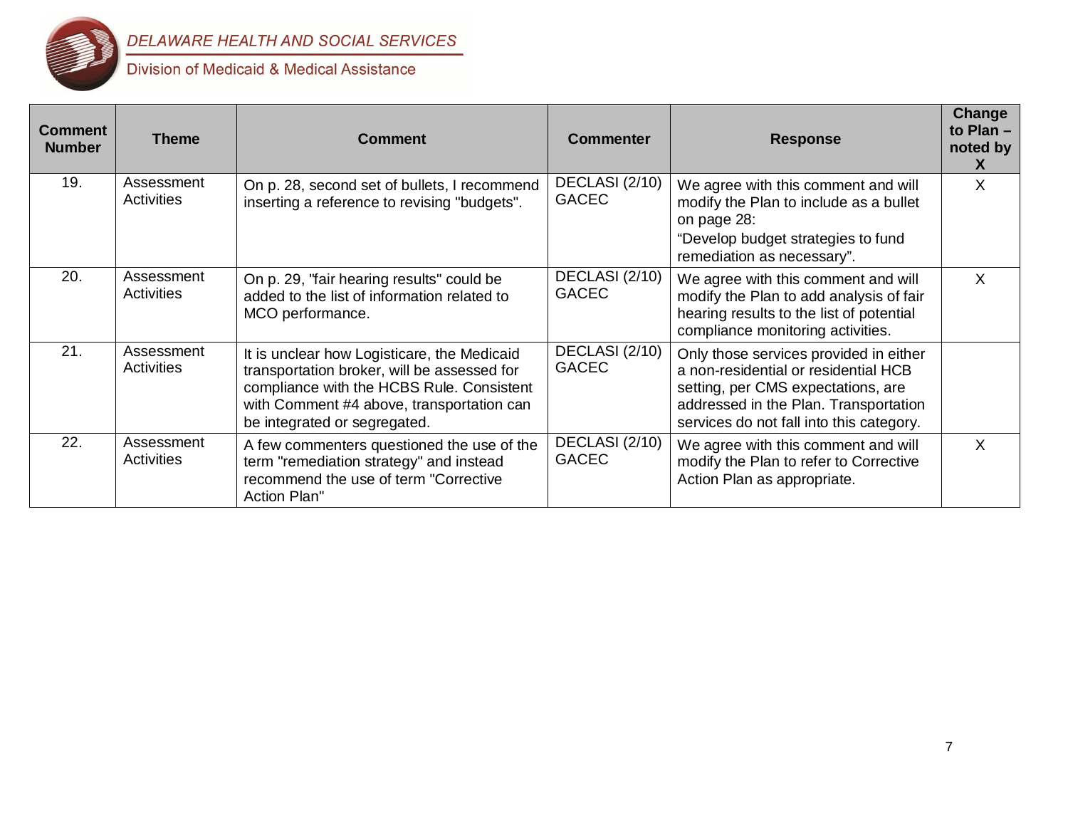| Comment Number | Theme | Comment | Commenter | Response | Change to Plan – noted by X |
|---|---|---|---|---|---|
| 19. | Assessment Activities | On p. 28, second set of bullets, I recommend inserting a reference to revising "budgets". | DECLASI (2/10) GACEC | We agree with this comment and will modify the Plan to include as a bullet on page 28: “Develop budget strategies to fund remediation as necessary”. | X |
| 20. | Assessment Activities | On p. 29, "fair hearing results" could be added to the list of information related to MCO performance. | DECLASI (2/10) GACEC | We agree with this comment and will modify the Plan to add analysis of fair hearing results to the list of potential compliance monitoring activities. | X |
| 21. | Assessment Activities | It is unclear how Logisticare, the Medicaid transportation broker, will be assessed for compliance with the HCBS Rule. Consistent with Comment #4 above, transportation can be integrated or segregated. | DECLASI (2/10) GACEC | Only those services provided in either a non-residential or residential HCB setting, per CMS expectations, are addressed in the Plan. Transportation services do not fall into this category. | |
| 22. | Assessment Activities | A few commenters questioned the use of the term "remediation strategy" and instead recommend the use of term "Corrective Action Plan" | DECLASI (2/10) GACEC | We agree with this comment and will modify the Plan to refer to Corrective Action Plan as appropriate. | X |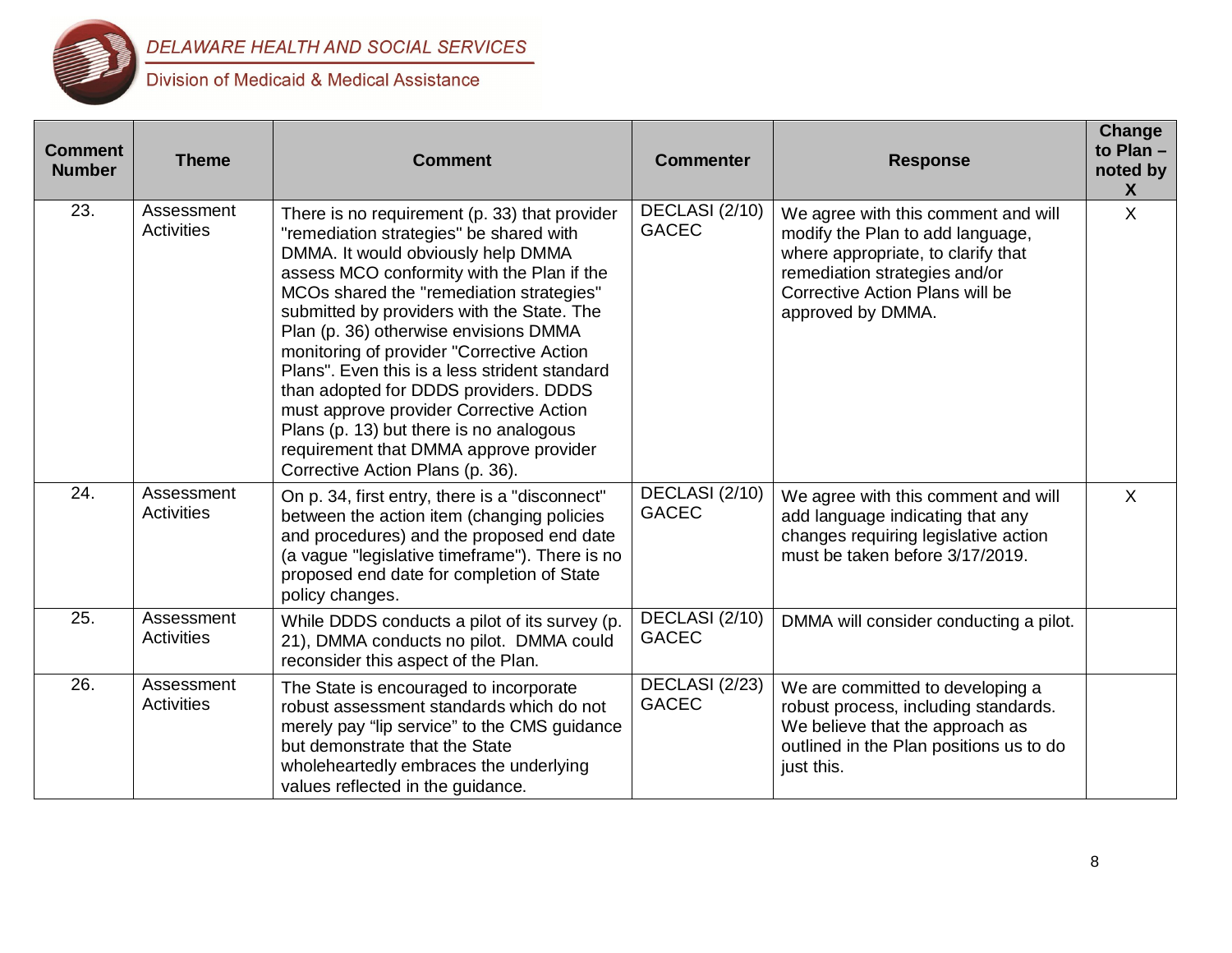| Comment Number | Theme | Comment | Commenter | Response | Change to Plan – noted by X |
|---|---|---|---|---|---|
| 23. | Assessment Activities | There is no requirement (p. 33) that provider "remediation strategies" be shared with DMMA. It would obviously help DMMA assess MCO conformity with the Plan if the MCOs shared the "remediation strategies" submitted by providers with the State. The Plan (p. 36) otherwise envisions DMMA monitoring of provider "Corrective Action Plans". Even this is a less strident standard than adopted for DDDS providers. DDDS must approve provider Corrective Action Plans (p. 13) but there is no analogous requirement that DMMA approve provider Corrective Action Plans (p. 36). | DECLASI (2/10) GACEC | We agree with this comment and will modify the Plan to add language, where appropriate, to clarify that remediation strategies and/or Corrective Action Plans will be approved by DMMA. | X |
| 24. | Assessment Activities | On p. 34, first entry, there is a "disconnect" between the action item (changing policies and procedures) and the proposed end date (a vague "legislative timeframe"). There is no proposed end date for completion of State policy changes. | DECLASI (2/10) GACEC | We agree with this comment and will add language indicating that any changes requiring legislative action must be taken before 3/17/2019. | X |
| 25. | Assessment Activities | While DDDS conducts a pilot of its survey (p. 21), DMMA conducts no pilot. DMMA could reconsider this aspect of the Plan. | DECLASI (2/10) GACEC | DMMA will consider conducting a pilot. | |
| 26. | Assessment Activities | The State is encouraged to incorporate robust assessment standards which do not merely pay "lip service" to the CMS guidance but demonstrate that the State wholeheartedly embraces the underlying values reflected in the guidance. | DECLASI (2/23) GACEC | We are committed to developing a robust process, including standards. We believe that the approach as outlined in the Plan positions us to do just this. | |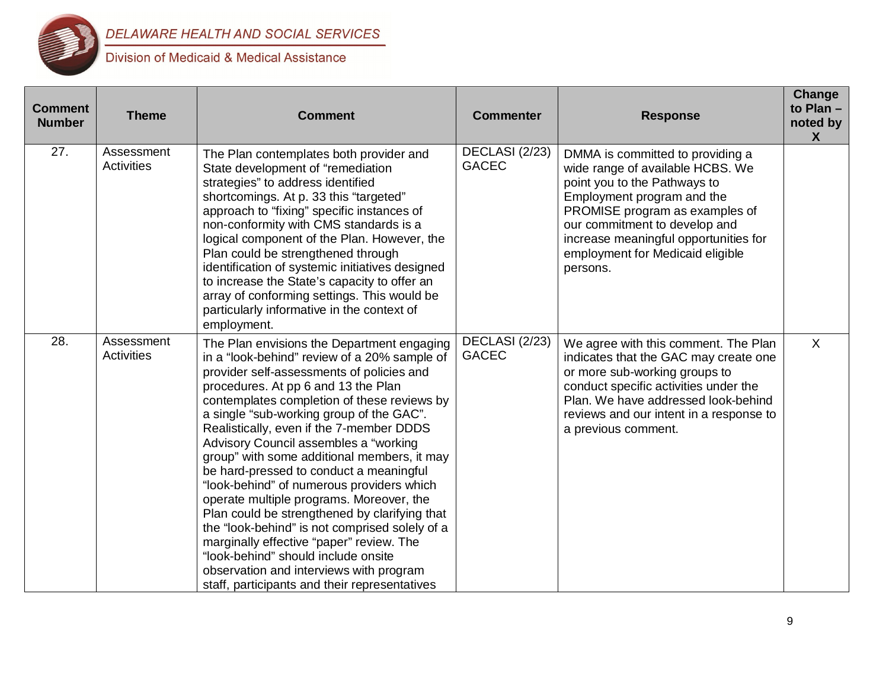| Comment Number | Theme | Comment | Commenter | Response | Change to Plan – noted by X |
|---|---|---|---|---|---|
| 27. | Assessment Activities | The Plan contemplates both provider and State development of "remediation strategies" to address identified shortcomings. At p. 33 this "targeted" approach to "fixing" specific instances of non-conformity with CMS standards is a logical component of the Plan. However, the Plan could be strengthened through identification of systemic initiatives designed to increase the State's capacity to offer an array of conforming settings. This would be particularly informative in the context of employment. | DECLASI (2/23) GACEC | DMMA is committed to providing a wide range of available HCBS. We point you to the Pathways to Employment program and the PROMISE program as examples of our commitment to develop and increase meaningful opportunities for employment for Medicaid eligible persons. | |
| 28. | Assessment Activities | The Plan envisions the Department engaging in a "look-behind" review of a 20% sample of provider self-assessments of policies and procedures. At pp 6 and 13 the Plan contemplates completion of these reviews by a single "sub-working group of the GAC". Realistically, even if the 7-member DDDS Advisory Council assembles a "working group" with some additional members, it may be hard-pressed to conduct a meaningful "look-behind" of numerous providers which operate multiple programs. Moreover, the Plan could be strengthened by clarifying that the "look-behind" is not comprised solely of a marginally effective "paper" review. The "look-behind" should include onsite observation and interviews with program staff, participants and their representatives | DECLASI (2/23) GACEC | We agree with this comment. The Plan indicates that the GAC may create one or more sub-working groups to conduct specific activities under the Plan. We have addressed look-behind reviews and our intent in a response to a previous comment. | X |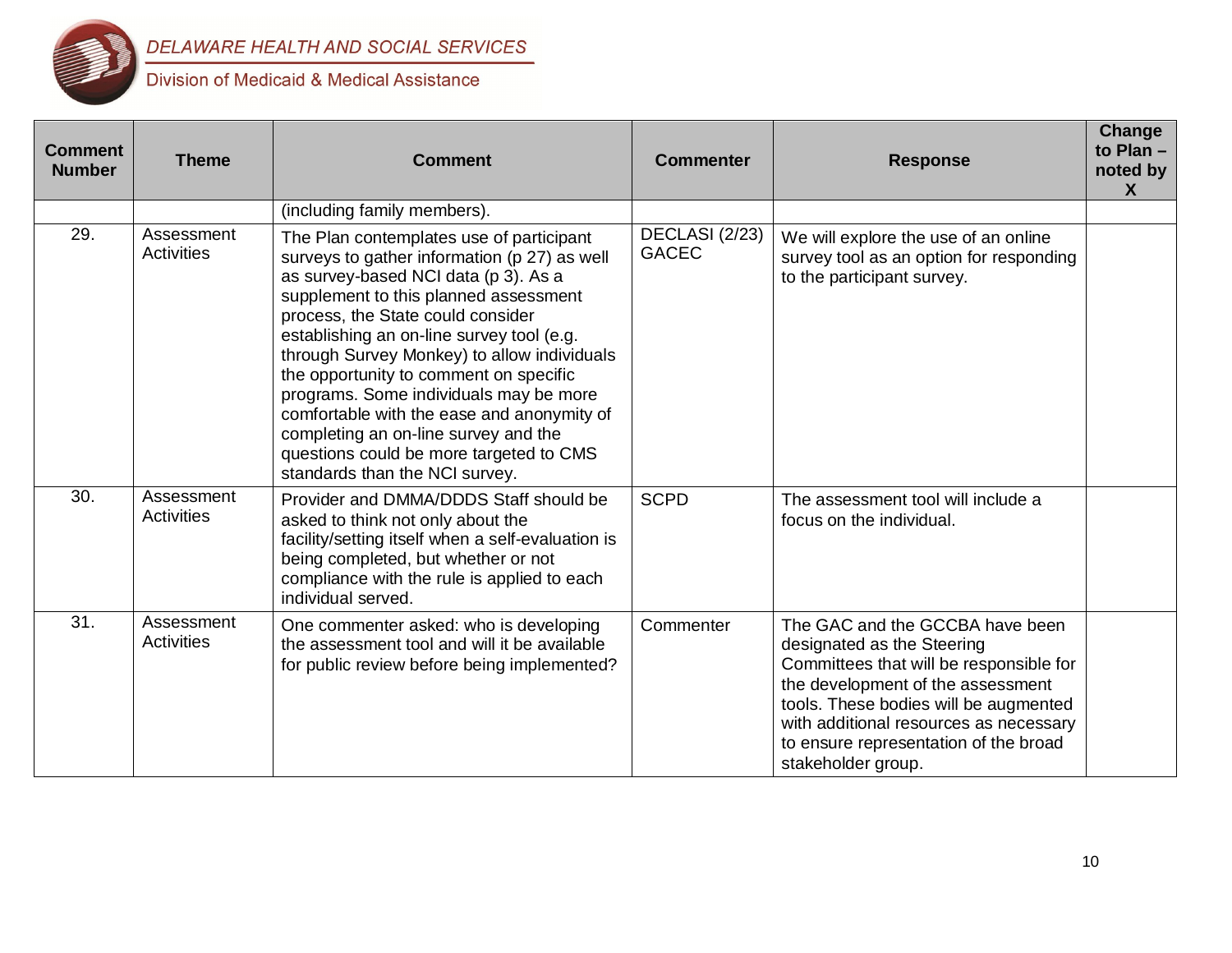| Comment Number | Theme | Comment | Commenter | Response | Change to Plan – noted by X |
|---|---|---|---|---|---|
| | | (including family members). | | | |
| 29. | Assessment Activities | The Plan contemplates use of participant surveys to gather information (p 27) as well as survey-based NCI data (p 3). As a supplement to this planned assessment process, the State could consider establishing an on-line survey tool (e.g. through Survey Monkey) to allow individuals the opportunity to comment on specific programs. Some individuals may be more comfortable with the ease and anonymity of completing an on-line survey and the questions could be more targeted to CMS standards than the NCI survey. | DECLASI (2/23) GACEC | We will explore the use of an online survey tool as an option for responding to the participant survey. | |
| 30. | Assessment Activities | Provider and DMMA/DDDS Staff should be asked to think not only about the facility/setting itself when a self-evaluation is being completed, but whether or not compliance with the rule is applied to each individual served. | SCPD | The assessment tool will include a focus on the individual. | |
| 31. | Assessment Activities | One commenter asked: who is developing the assessment tool and will it be available for public review before being implemented? | Commenter | The GAC and the GCCBA have been designated as the Steering Committees that will be responsible for the development of the assessment tools. These bodies will be augmented with additional resources as necessary to ensure representation of the broad stakeholder group. | |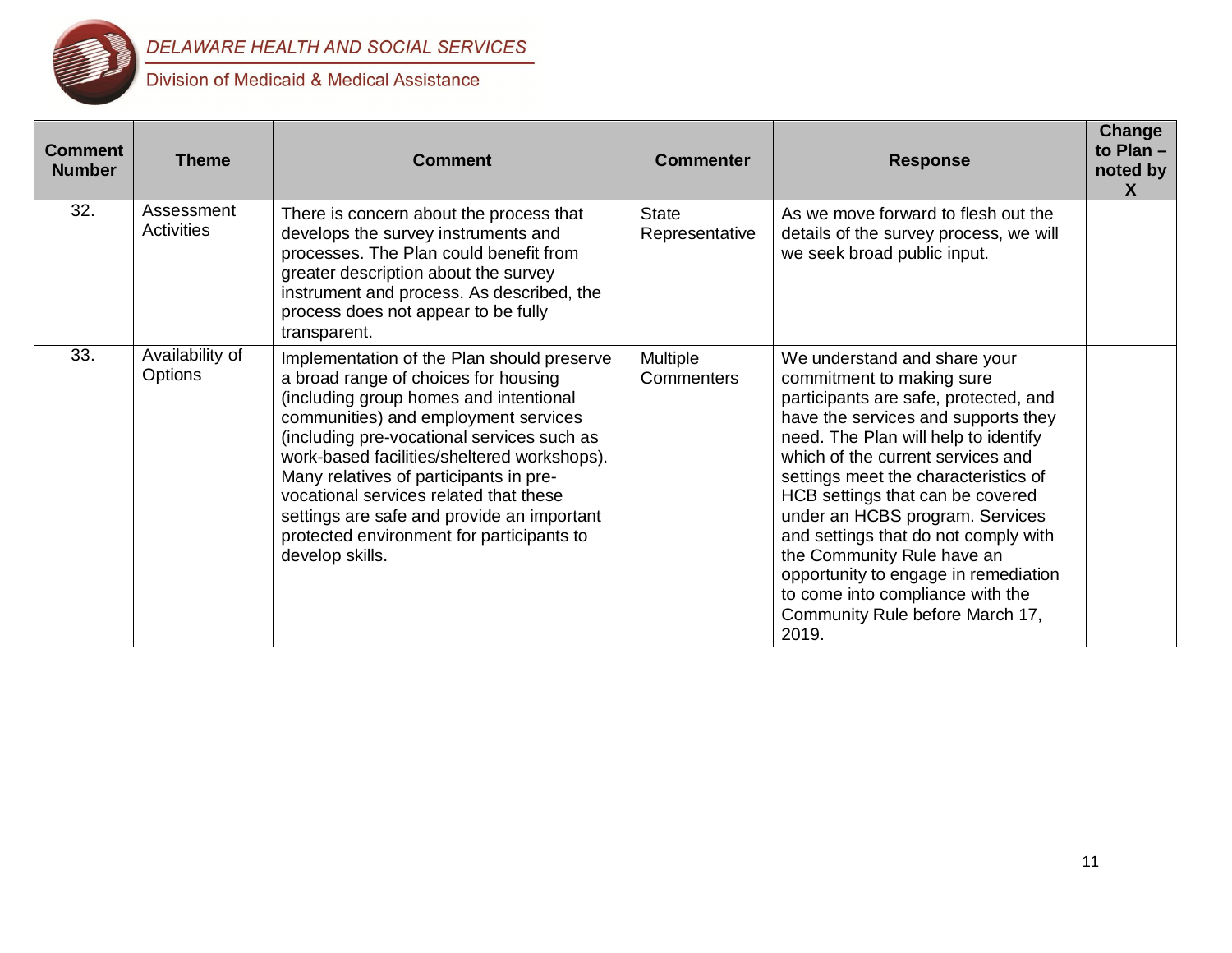| Comment Number | Theme | Comment | Commenter | Response | Change to Plan – noted by X |
|---|---|---|---|---|---|
| 32. | Assessment Activities | There is concern about the process that develops the survey instruments and processes. The Plan could benefit from greater description about the survey instrument and process. As described, the process does not appear to be fully transparent. | State Representative | As we move forward to flesh out the details of the survey process, we will we seek broad public input. | |
| 33. | Availability of Options | Implementation of the Plan should preserve a broad range of choices for housing (including group homes and intentional communities) and employment services (including pre-vocational services such as work-based facilities/sheltered workshops). Many relatives of participants in pre-vocational services related that these settings are safe and provide an important protected environment for participants to develop skills. | Multiple Commenters | We understand and share your commitment to making sure participants are safe, protected, and have the services and supports they need. The Plan will help to identify which of the current services and settings meet the characteristics of HCB settings that can be covered under an HCBS program. Services and settings that do not comply with the Community Rule have an opportunity to engage in remediation to come into compliance with the Community Rule before March 17, 2019. | |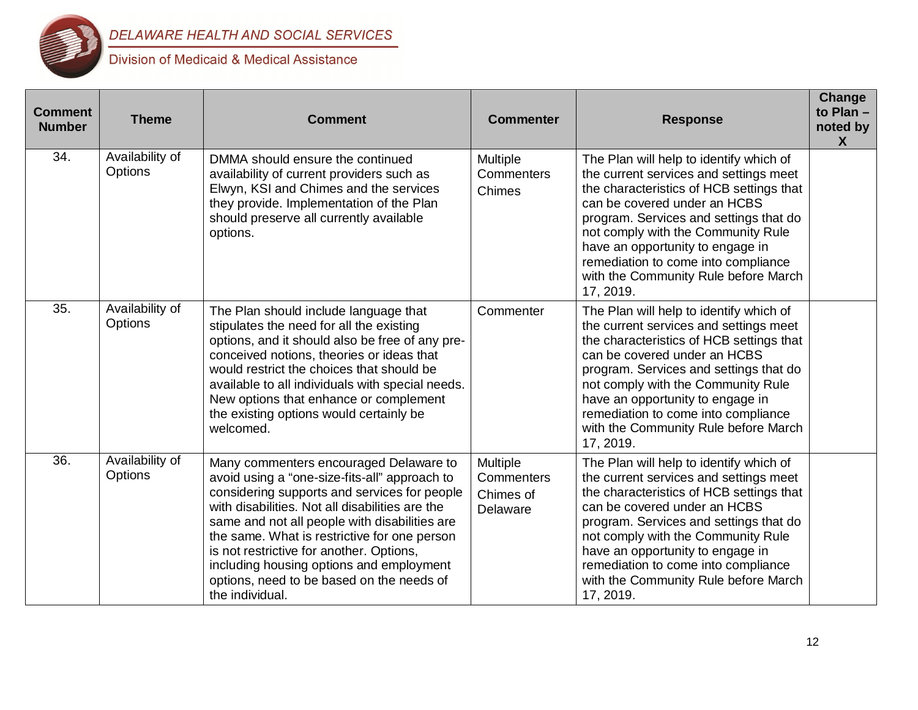| Comment Number | Theme | Comment | Commenter | Response | Change to Plan – noted by X |
|---|---|---|---|---|---|
| 34. | Availability of Options | DMMA should ensure the continued availability of current providers such as Elwyn, KSI and Chimes and the services they provide. Implementation of the Plan should preserve all currently available options. | Multiple Commenters Chimes | The Plan will help to identify which of the current services and settings meet the characteristics of HCB settings that can be covered under an HCBS program. Services and settings that do not comply with the Community Rule have an opportunity to engage in remediation to come into compliance with the Community Rule before March 17, 2019. | |
| 35. | Availability of Options | The Plan should include language that stipulates the need for all the existing options, and it should also be free of any pre-conceived notions, theories or ideas that would restrict the choices that should be available to all individuals with special needs. New options that enhance or complement the existing options would certainly be welcomed. | Commenter | The Plan will help to identify which of the current services and settings meet the characteristics of HCB settings that can be covered under an HCBS program. Services and settings that do not comply with the Community Rule have an opportunity to engage in remediation to come into compliance with the Community Rule before March 17, 2019. | |
| 36. | Availability of Options | Many commenters encouraged Delaware to avoid using a "one-size-fits-all" approach to considering supports and services for people with disabilities. Not all disabilities are the same and not all people with disabilities are the same. What is restrictive for one person is not restrictive for another. Options, including housing options and employment options, need to be based on the needs of the individual. | Multiple Commenters Chimes of Delaware | The Plan will help to identify which of the current services and settings meet the characteristics of HCB settings that can be covered under an HCBS program. Services and settings that do not comply with the Community Rule have an opportunity to engage in remediation to come into compliance with the Community Rule before March 17, 2019. | |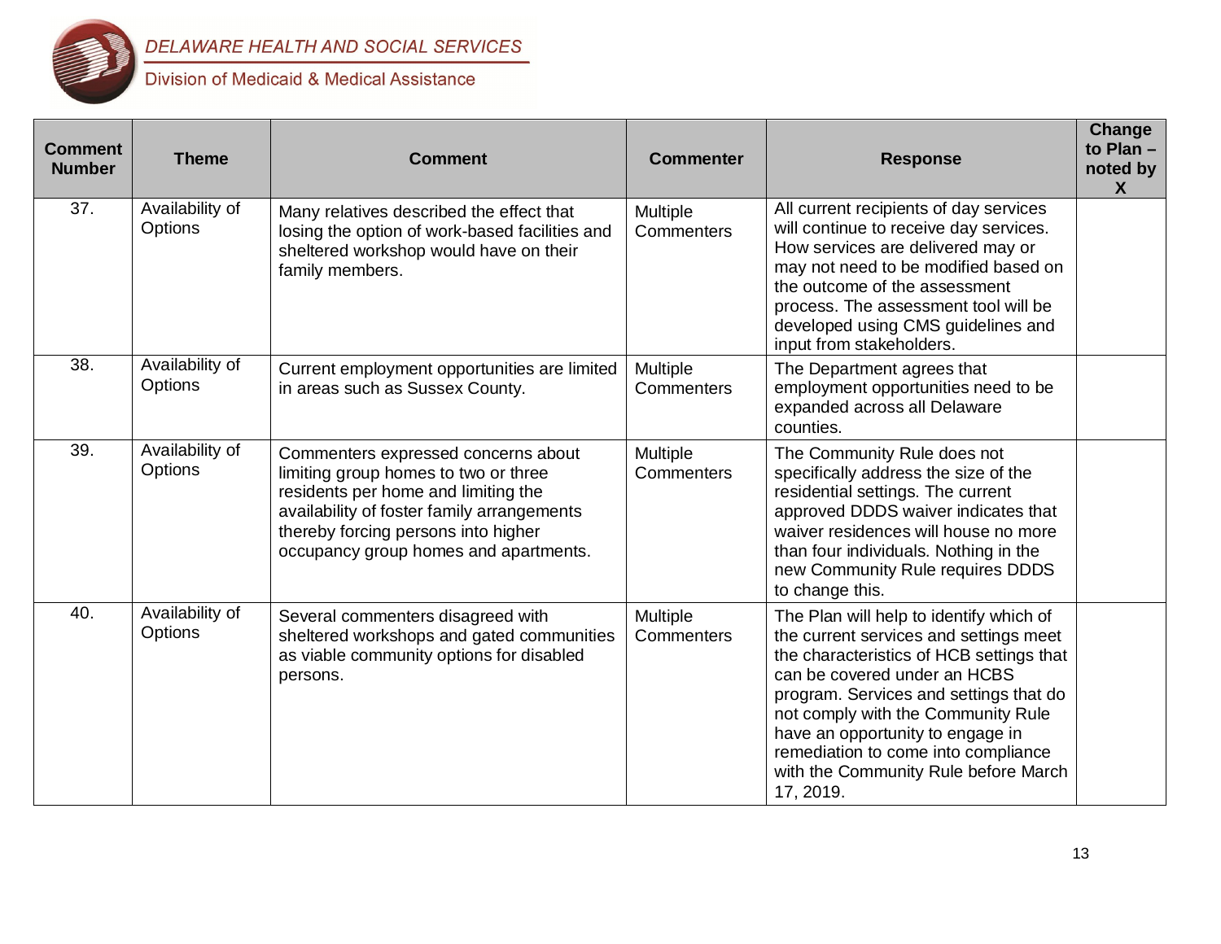| Comment Number | Theme | Comment | Commenter | Response | Change to Plan – noted by X |
|---|---|---|---|---|---|
| 37. | Availability of Options | Many relatives described the effect that losing the option of work-based facilities and sheltered workshop would have on their family members. | Multiple Commenters | All current recipients of day services will continue to receive day services. How services are delivered may or may not need to be modified based on the outcome of the assessment process. The assessment tool will be developed using CMS guidelines and input from stakeholders. | |
| 38. | Availability of Options | Current employment opportunities are limited in areas such as Sussex County. | Multiple Commenters | The Department agrees that employment opportunities need to be expanded across all Delaware counties. | |
| 39. | Availability of Options | Commenters expressed concerns about limiting group homes to two or three residents per home and limiting the availability of foster family arrangements thereby forcing persons into higher occupancy group homes and apartments. | Multiple Commenters | The Community Rule does not specifically address the size of the residential settings. The current approved DDDS waiver indicates that waiver residences will house no more than four individuals. Nothing in the new Community Rule requires DDDS to change this. | |
| 40. | Availability of Options | Several commenters disagreed with sheltered workshops and gated communities as viable community options for disabled persons. | Multiple Commenters | The Plan will help to identify which of the current services and settings meet the characteristics of HCB settings that can be covered under an HCBS program. Services and settings that do not comply with the Community Rule have an opportunity to engage in remediation to come into compliance with the Community Rule before March 17, 2019. | |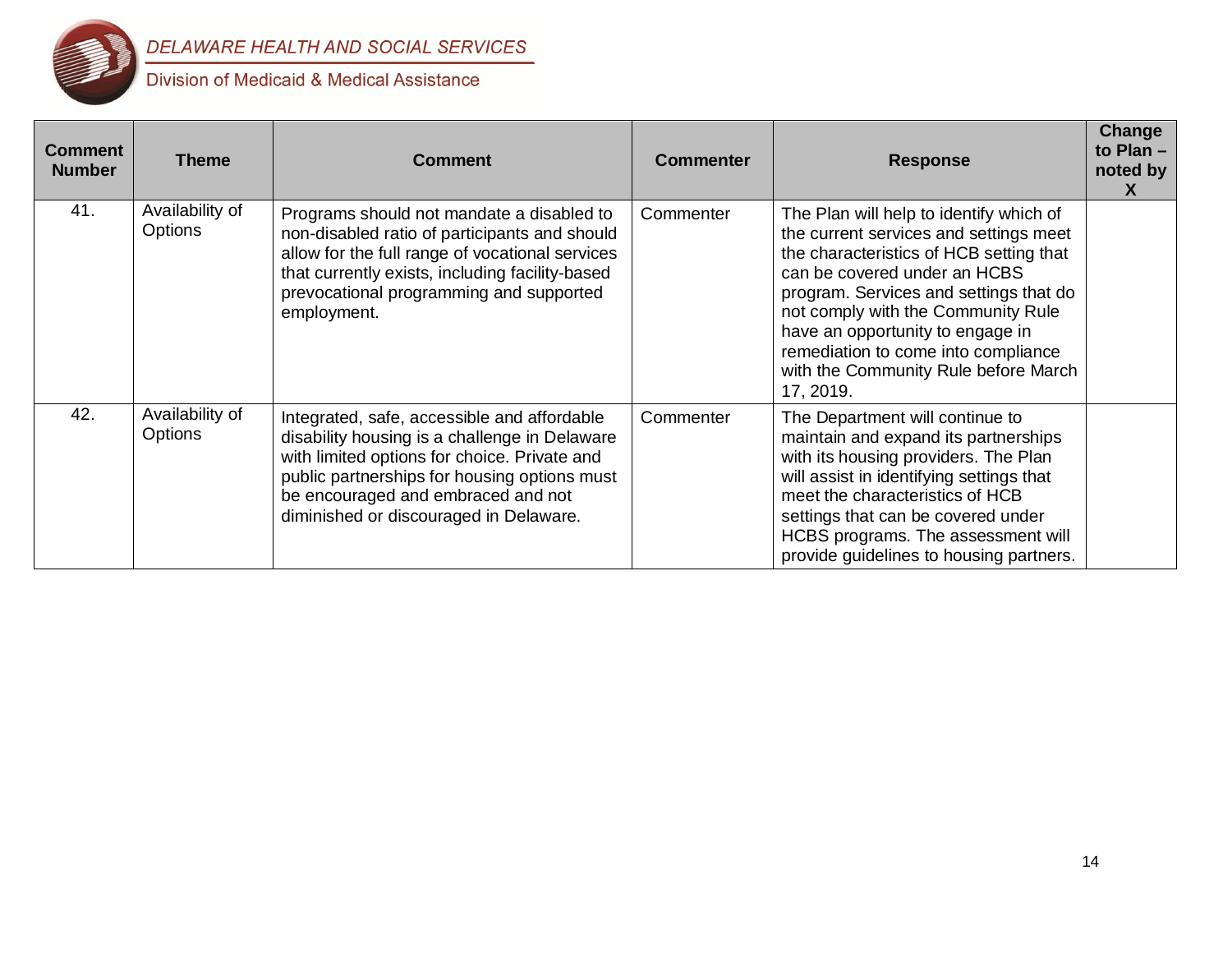| Comment Number | Theme | Comment | Commenter | Response | Change to Plan – noted by X |
|---|---|---|---|---|---|
| 41. | Availability of Options | Programs should not mandate a disabled to non-disabled ratio of participants and should allow for the full range of vocational services that currently exists, including facility-based prevocational programming and supported employment. | Commenter | The Plan will help to identify which of the current services and settings meet the characteristics of HCB setting that can be covered under an HCBS program. Services and settings that do not comply with the Community Rule have an opportunity to engage in remediation to come into compliance with the Community Rule before March 17, 2019. | |
| 42. | Availability of Options | Integrated, safe, accessible and affordable disability housing is a challenge in Delaware with limited options for choice. Private and public partnerships for housing options must be encouraged and embraced and not diminished or discouraged in Delaware. | Commenter | The Department will continue to maintain and expand its partnerships with its housing providers. The Plan will assist in identifying settings that meet the characteristics of HCB settings that can be covered under HCBS programs. The assessment will provide guidelines to housing partners. | |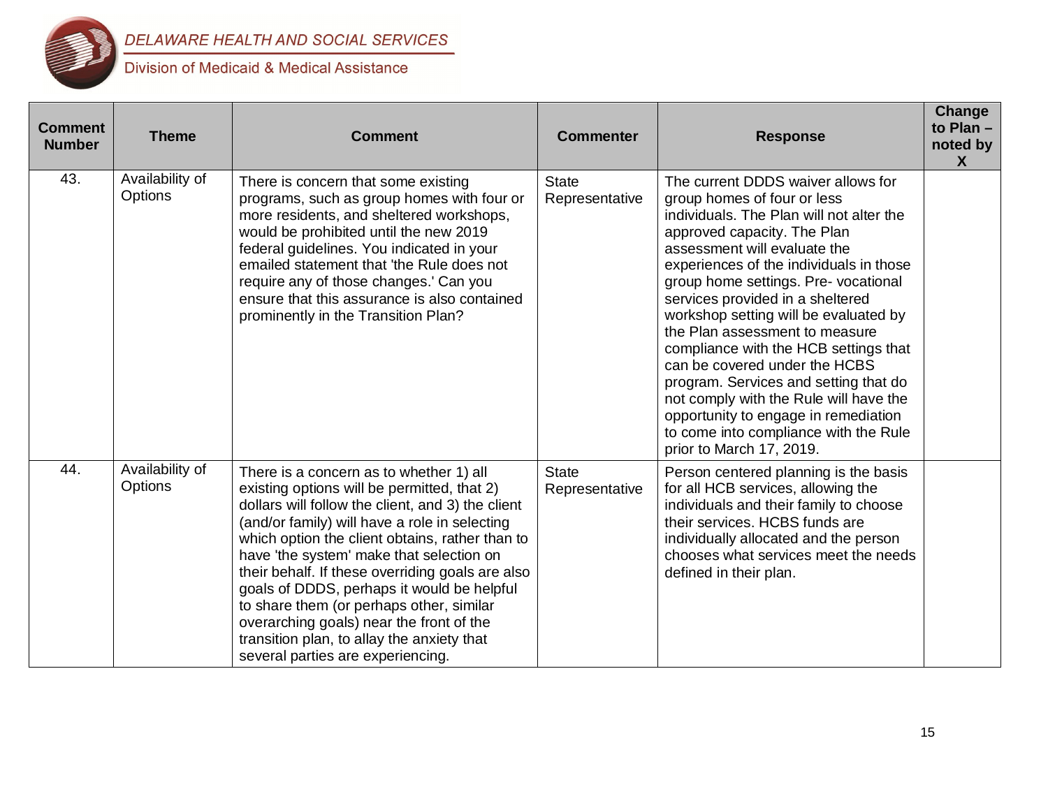| Comment Number | Theme | Comment | Commenter | Response | Change to Plan – noted by X |
|---|---|---|---|---|---|
| 43. | Availability of Options | There is concern that some existing programs, such as group homes with four or more residents, and sheltered workshops, would be prohibited until the new 2019 federal guidelines. You indicated in your emailed statement that 'the Rule does not require any of those changes.' Can you ensure that this assurance is also contained prominently in the Transition Plan? | State Representative | The current DDDS waiver allows for group homes of four or less individuals. The Plan will not alter the approved capacity. The Plan assessment will evaluate the experiences of the individuals in those group home settings. Pre- vocational services provided in a sheltered workshop setting will be evaluated by the Plan assessment to measure compliance with the HCB settings that can be covered under the HCBS program. Services and setting that do not comply with the Rule will have the opportunity to engage in remediation to come into compliance with the Rule prior to March 17, 2019. | |
| 44. | Availability of Options | There is a concern as to whether 1) all existing options will be permitted, that 2) dollars will follow the client, and 3) the client (and/or family) will have a role in selecting which option the client obtains, rather than to have 'the system' make that selection on their behalf. If these overriding goals are also goals of DDDS, perhaps it would be helpful to share them (or perhaps other, similar overarching goals) near the front of the transition plan, to allay the anxiety that several parties are experiencing. | State Representative | Person centered planning is the basis for all HCB services, allowing the individuals and their family to choose their services. HCBS funds are individually allocated and the person chooses what services meet the needs defined in their plan. | |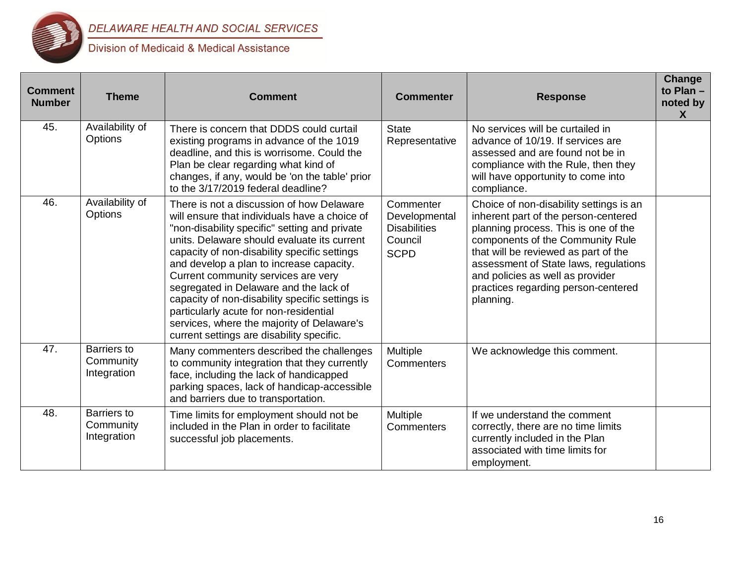| Comment Number | Theme | Comment | Commenter | Response | Change to Plan – noted by X |
|---|---|---|---|---|---|
| 45. | Availability of Options | There is concern that DDDS could curtail existing programs in advance of the 1019 deadline, and this is worrisome. Could the Plan be clear regarding what kind of changes, if any, would be 'on the table' prior to the 3/17/2019 federal deadline? | State Representative | No services will be curtailed in advance of 10/19. If services are assessed and are found not be in compliance with the Rule, then they will have opportunity to come into compliance. | |
| 46. | Availability of Options | There is not a discussion of how Delaware will ensure that individuals have a choice of "non-disability specific" setting and private units. Delaware should evaluate its current capacity of non-disability specific settings and develop a plan to increase capacity. Current community services are very segregated in Delaware and the lack of capacity of non-disability specific settings is particularly acute for non-residential services, where the majority of Delaware's current settings are disability specific. | Commenter Developmental Disabilities Council SCPD | Choice of non-disability settings is an inherent part of the person-centered planning process. This is one of the components of the Community Rule that will be reviewed as part of the assessment of State laws, regulations and policies as well as provider practices regarding person-centered planning. | |
| 47. | Barriers to Community Integration | Many commenters described the challenges to community integration that they currently face, including the lack of handicapped parking spaces, lack of handicap-accessible and barriers due to transportation. | Multiple Commenters | We acknowledge this comment. | |
| 48. | Barriers to Community Integration | Time limits for employment should not be included in the Plan in order to facilitate successful job placements. | Multiple Commenters | If we understand the comment correctly, there are no time limits currently included in the Plan associated with time limits for employment. | |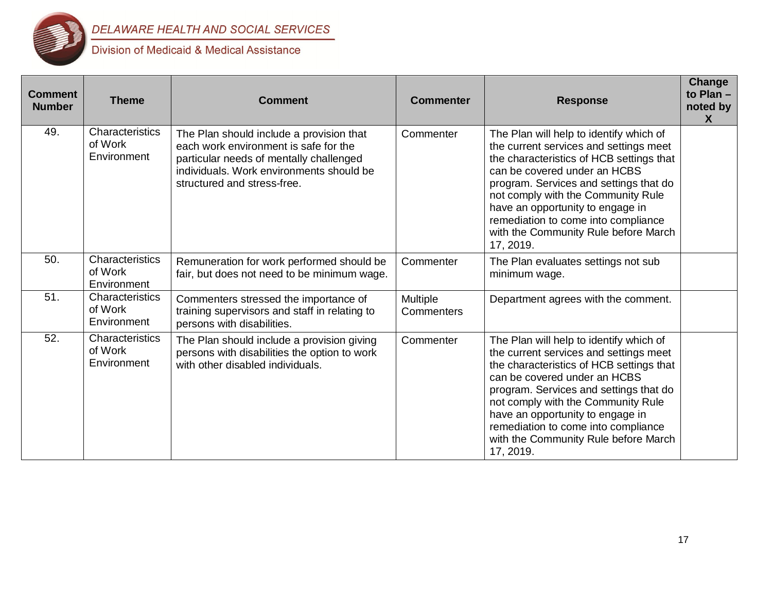| Comment Number | Theme | Comment | Commenter | Response | Change to Plan – noted by X |
|---|---|---|---|---|---|
| 49. | Characteristics of Work Environment | The Plan should include a provision that each work environment is safe for the particular needs of mentally challenged individuals. Work environments should be structured and stress-free. | Commenter | The Plan will help to identify which of the current services and settings meet the characteristics of HCB settings that can be covered under an HCBS program. Services and settings that do not comply with the Community Rule have an opportunity to engage in remediation to come into compliance with the Community Rule before March 17, 2019. | |
| 50. | Characteristics of Work Environment | Remuneration for work performed should be fair, but does not need to be minimum wage. | Commenter | The Plan evaluates settings not sub minimum wage. | |
| 51. | Characteristics of Work Environment | Commenters stressed the importance of training supervisors and staff in relating to persons with disabilities. | Multiple Commenters | Department agrees with the comment. | |
| 52. | Characteristics of Work Environment | The Plan should include a provision giving persons with disabilities the option to work with other disabled individuals. | Commenter | The Plan will help to identify which of the current services and settings meet the characteristics of HCB settings that can be covered under an HCBS program. Services and settings that do not comply with the Community Rule have an opportunity to engage in remediation to come into compliance with the Community Rule before March 17, 2019. | |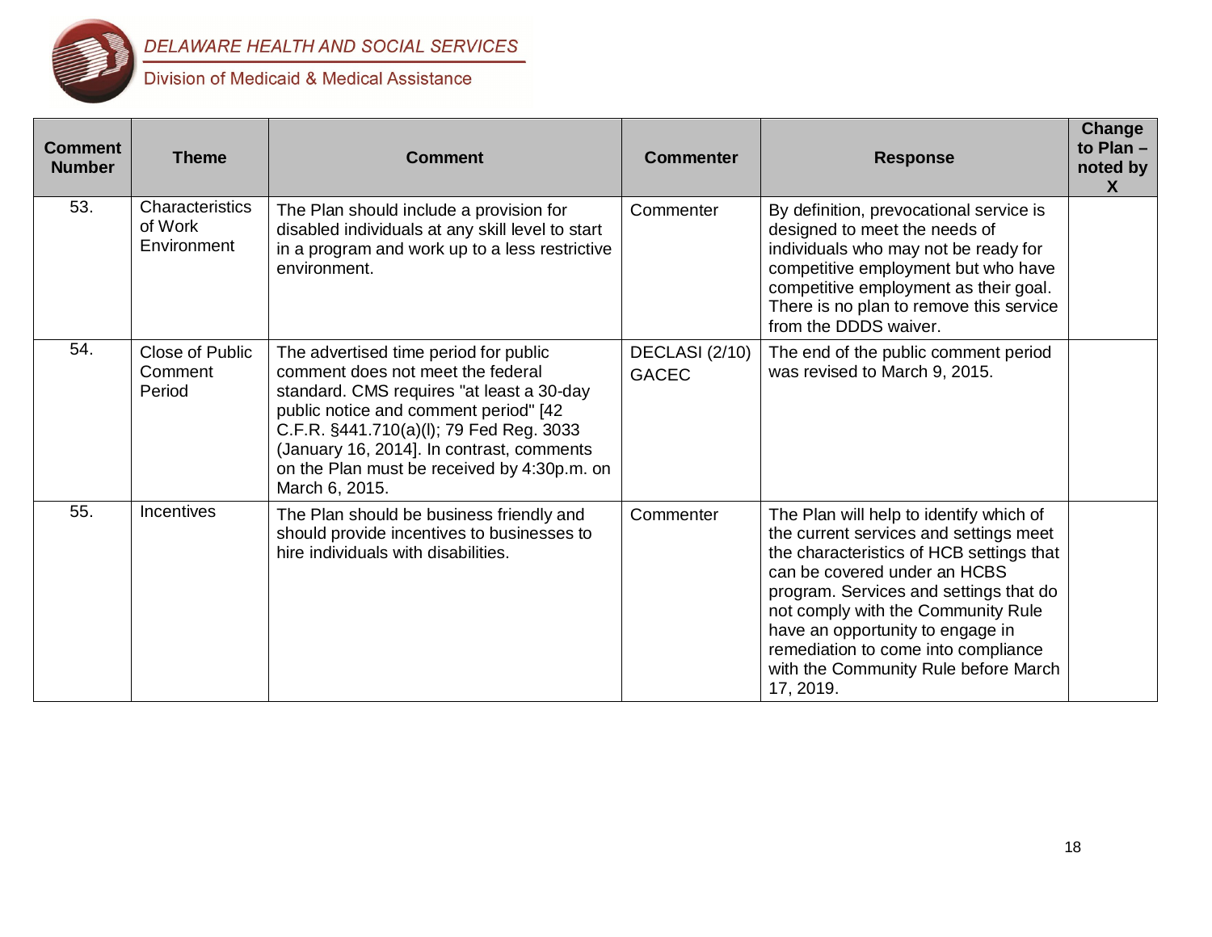DELAWARE HEALTH AND SOCIAL SERVICES

Division of Medicaid & Medical Assistance

| Comment Number | Theme | Comment | Commenter | Response | Change to Plan – noted by X |
|---|---|---|---|---|---|
| 53. | Characteristics of Work Environment | The Plan should include a provision for disabled individuals at any skill level to start in a program and work up to a less restrictive environment. | Commenter | By definition, prevocational service is designed to meet the needs of individuals who may not be ready for competitive employment but who have competitive employment as their goal. There is no plan to remove this service from the DDDS waiver. | |
| 54. | Close of Public Comment Period | The advertised time period for public comment does not meet the federal standard. CMS requires "at least a 30-day public notice and comment period" [42 C.F.R. §441.710(a)(l); 79 Fed Reg. 3033 (January 16, 2014]. In contrast, comments on the Plan must be received by 4:30p.m. on March 6, 2015. | DECLASI (2/10) GACEC | The end of the public comment period was revised to March 9, 2015. | |
| 55. | Incentives | The Plan should be business friendly and should provide incentives to businesses to hire individuals with disabilities. | Commenter | The Plan will help to identify which of the current services and settings meet the characteristics of HCB settings that can be covered under an HCBS program. Services and settings that do not comply with the Community Rule have an opportunity to engage in remediation to come into compliance with the Community Rule before March 17, 2019. | |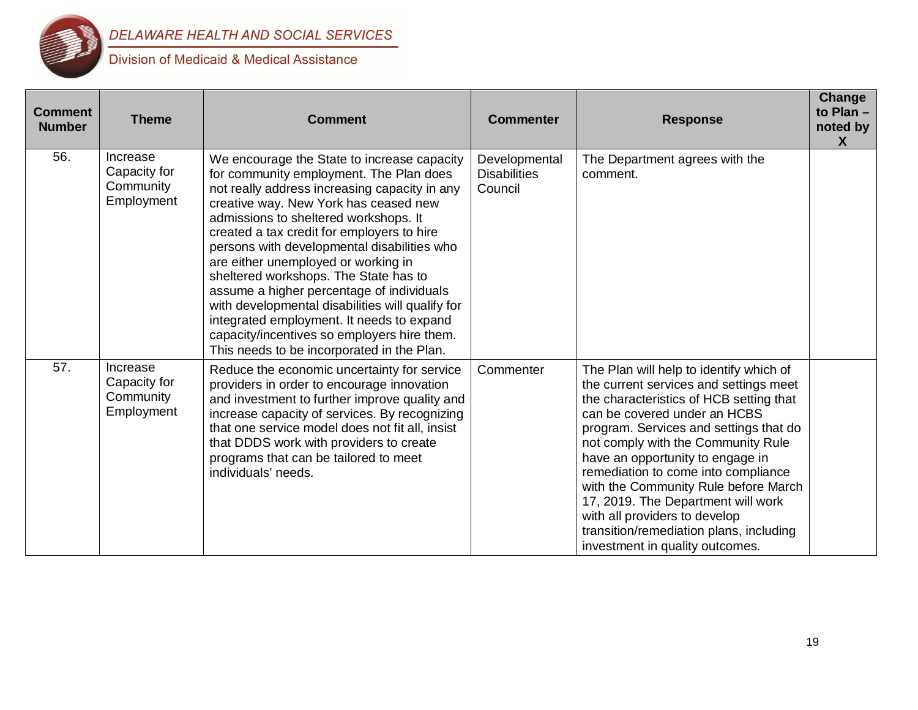| Comment Number | Theme | Comment | Commenter | Response | Change to Plan – noted by X |
|---|---|---|---|---|---|
| 56. | Increase Capacity for Community Employment | We encourage the State to increase capacity for community employment. The Plan does not really address increasing capacity in any creative way. New York has ceased new admissions to sheltered workshops. It created a tax credit for employers to hire persons with developmental disabilities who are either unemployed or working in sheltered workshops. The State has to assume a higher percentage of individuals with developmental disabilities will qualify for integrated employment. It needs to expand capacity/incentives so employers hire them. This needs to be incorporated in the Plan. | Developmental Disabilities Council | The Department agrees with the comment. | |
| 57. | Increase Capacity for Community Employment | Reduce the economic uncertainty for service providers in order to encourage innovation and investment to further improve quality and increase capacity of services. By recognizing that one service model does not fit all, insist that DDDS work with providers to create programs that can be tailored to meet individuals' needs. | Commenter | The Plan will help to identify which of the current services and settings meet the characteristics of HCB setting that can be covered under an HCBS program. Services and settings that do not comply with the Community Rule have an opportunity to engage in remediation to come into compliance with the Community Rule before March 17, 2019. The Department will work with all providers to develop transition/remediation plans, including investment in quality outcomes. | |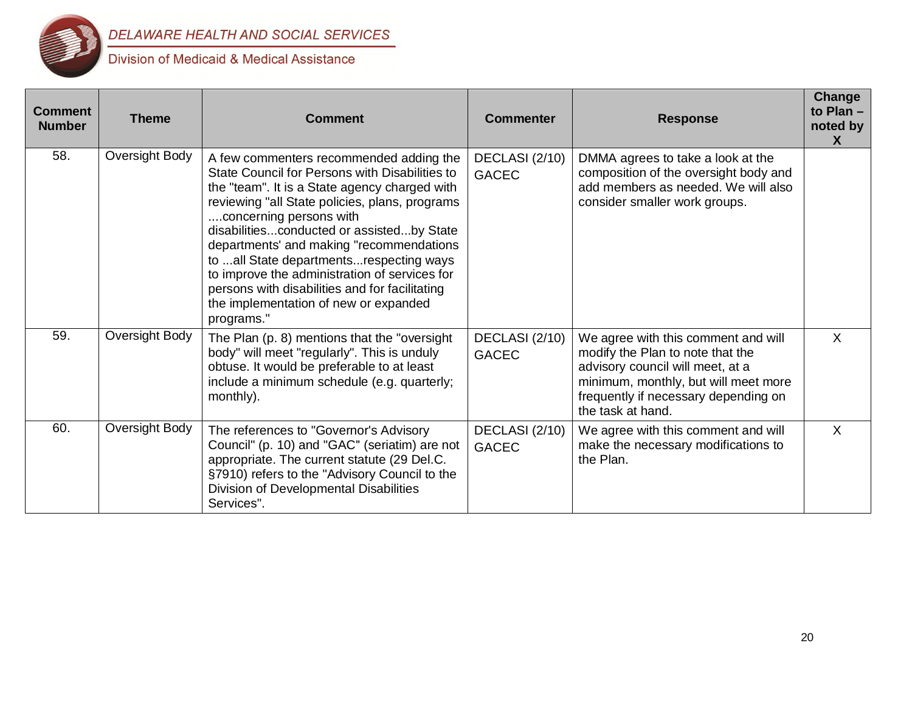| Comment Number | Theme | Comment | Commenter | Response | Change to Plan – noted by X |
|---|---|---|---|---|---|
| 58. | Oversight Body | A few commenters recommended adding the State Council for Persons with Disabilities to the "team". It is a State agency charged with reviewing "all State policies, plans, programs ....concerning persons with disabilities...conducted or assisted...by State departments' and making "recommendations to ...all State departments...respecting ways to improve the administration of services for persons with disabilities and for facilitating the implementation of new or expanded programs." | DECLASI (2/10) GACEC | DMMA agrees to take a look at the composition of the oversight body and add members as needed. We will also consider smaller work groups. | |
| 59. | Oversight Body | The Plan (p. 8) mentions that the "oversight body" will meet "regularly". This is unduly obtuse. It would be preferable to at least include a minimum schedule (e.g. quarterly; monthly). | DECLASI (2/10) GACEC | We agree with this comment and will modify the Plan to note that the advisory council will meet, at a minimum, monthly, but will meet more frequently if necessary depending on the task at hand. | X |
| 60. | Oversight Body | The references to "Governor's Advisory Council" (p. 10) and "GAC" (seriatim) are not appropriate. The current statute (29 Del.C. §7910) refers to the "Advisory Council to the Division of Developmental Disabilities Services". | DECLASI (2/10) GACEC | We agree with this comment and will make the necessary modifications to the Plan. | X |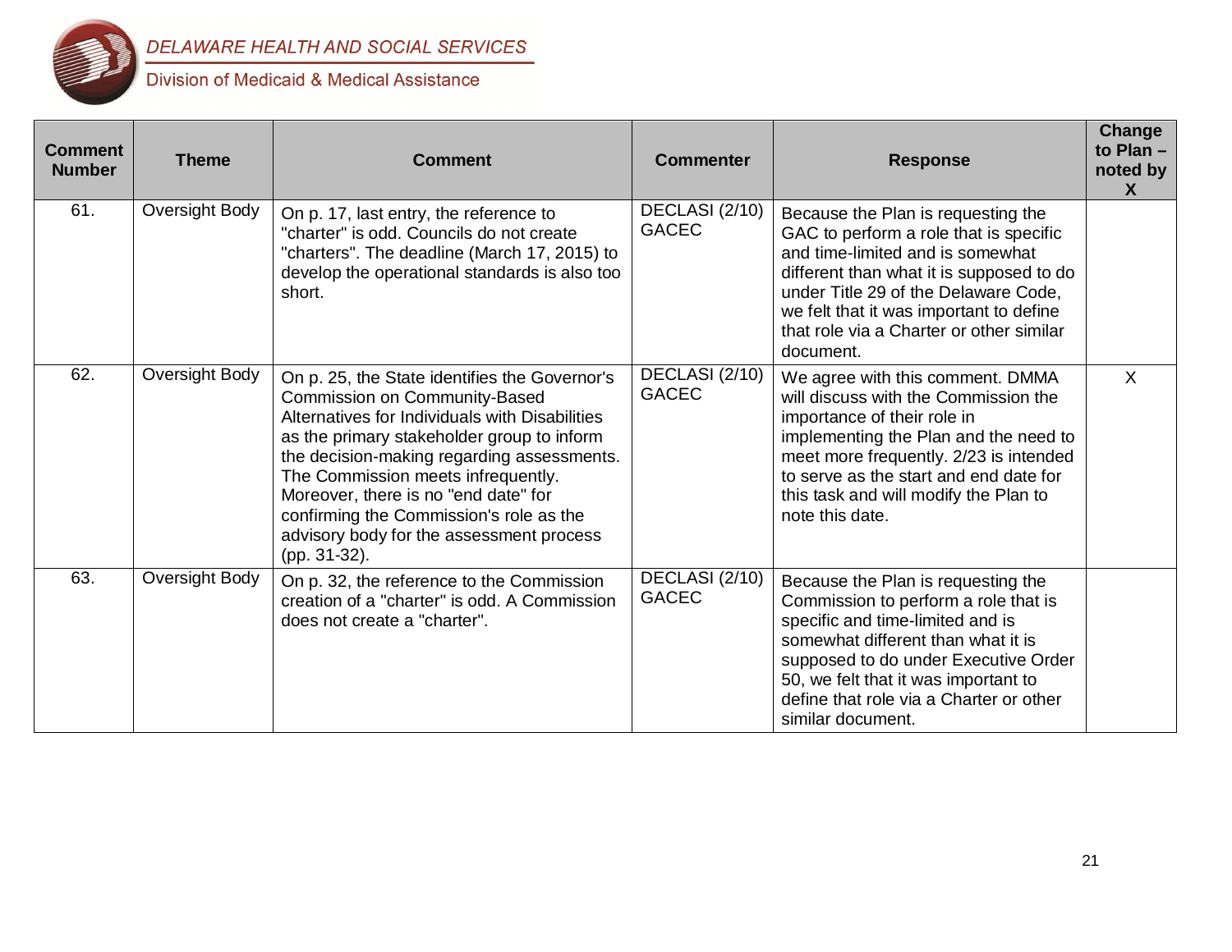| Comment Number | Theme | Comment | Commenter | Response | Change to Plan – noted by X |
|---|---|---|---|---|---|
| 61. | Oversight Body | On p. 17, last entry, the reference to "charter" is odd. Councils do not create "charters". The deadline (March 17, 2015) to develop the operational standards is also too short. | DECLASI (2/10) GACEC | Because the Plan is requesting the GAC to perform a role that is specific and time-limited and is somewhat different than what it is supposed to do under Title 29 of the Delaware Code, we felt that it was important to define that role via a Charter or other similar document. | |
| 62. | Oversight Body | On p. 25, the State identifies the Governor's Commission on Community-Based Alternatives for Individuals with Disabilities as the primary stakeholder group to inform the decision-making regarding assessments. The Commission meets infrequently. Moreover, there is no "end date" for confirming the Commission's role as the advisory body for the assessment process (pp. 31-32). | DECLASI (2/10) GACEC | We agree with this comment. DMMA will discuss with the Commission the importance of their role in implementing the Plan and the need to meet more frequently. 2/23 is intended to serve as the start and end date for this task and will modify the Plan to note this date. | X |
| 63. | Oversight Body | On p. 32, the reference to the Commission creation of a "charter" is odd. A Commission does not create a "charter". | DECLASI (2/10) GACEC | Because the Plan is requesting the Commission to perform a role that is specific and time-limited and is somewhat different than what it is supposed to do under Executive Order 50, we felt that it was important to define that role via a Charter or other similar document. | |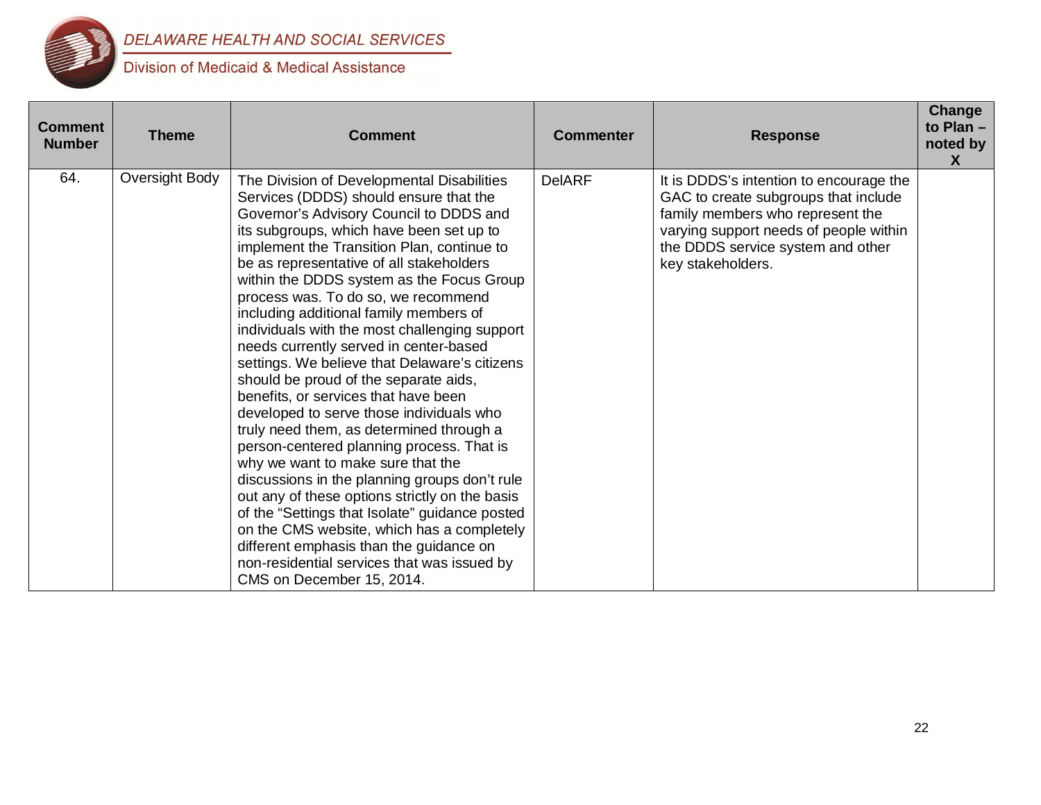| Comment Number | Theme | Comment | Commenter | Response | Change to Plan – noted by X |
|---|---|---|---|---|---|
| 64. | Oversight Body | The Division of Developmental Disabilities Services (DDDS) should ensure that the Governor's Advisory Council to DDDS and its subgroups, which have been set up to implement the Transition Plan, continue to be as representative of all stakeholders within the DDDS system as the Focus Group process was. To do so, we recommend including additional family members of individuals with the most challenging support needs currently served in center-based settings. We believe that Delaware's citizens should be proud of the separate aids, benefits, or services that have been developed to serve those individuals who truly need them, as determined through a person-centered planning process. That is why we want to make sure that the discussions in the planning groups don't rule out any of these options strictly on the basis of the "Settings that Isolate" guidance posted on the CMS website, which has a completely different emphasis than the guidance on non-residential services that was issued by CMS on December 15, 2014. | DelARF | It is DDDS's intention to encourage the GAC to create subgroups that include family members who represent the varying support needs of people within the DDDS service system and other key stakeholders. | |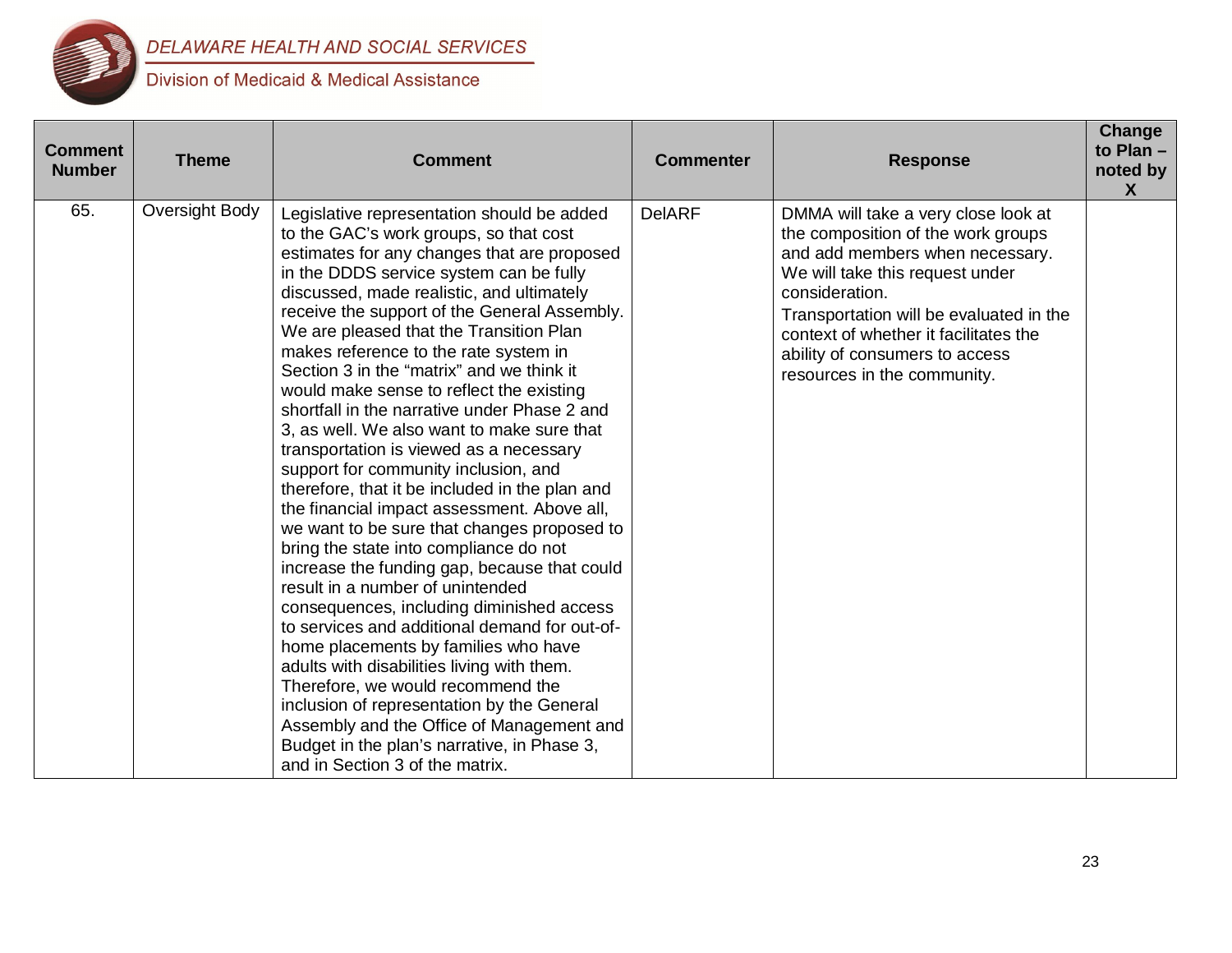| Comment Number | Theme | Comment | Commenter | Response | Change to Plan – noted by X |
|---|---|---|---|---|---|
| 65. | Oversight Body | Legislative representation should be added to the GAC's work groups, so that cost estimates for any changes that are proposed in the DDDS service system can be fully discussed, made realistic, and ultimately receive the support of the General Assembly. We are pleased that the Transition Plan makes reference to the rate system in Section 3 in the "matrix" and we think it would make sense to reflect the existing shortfall in the narrative under Phase 2 and 3, as well. We also want to make sure that transportation is viewed as a necessary support for community inclusion, and therefore, that it be included in the plan and the financial impact assessment. Above all, we want to be sure that changes proposed to bring the state into compliance do not increase the funding gap, because that could result in a number of unintended consequences, including diminished access to services and additional demand for out-of-home placements by families who have adults with disabilities living with them. Therefore, we would recommend the inclusion of representation by the General Assembly and the Office of Management and Budget in the plan's narrative, in Phase 3, and in Section 3 of the matrix. | DelARF | DMMA will take a very close look at the composition of the work groups and add members when necessary. We will take this request under consideration.<br>Transportation will be evaluated in the context of whether it facilitates the ability of consumers to access resources in the community. | |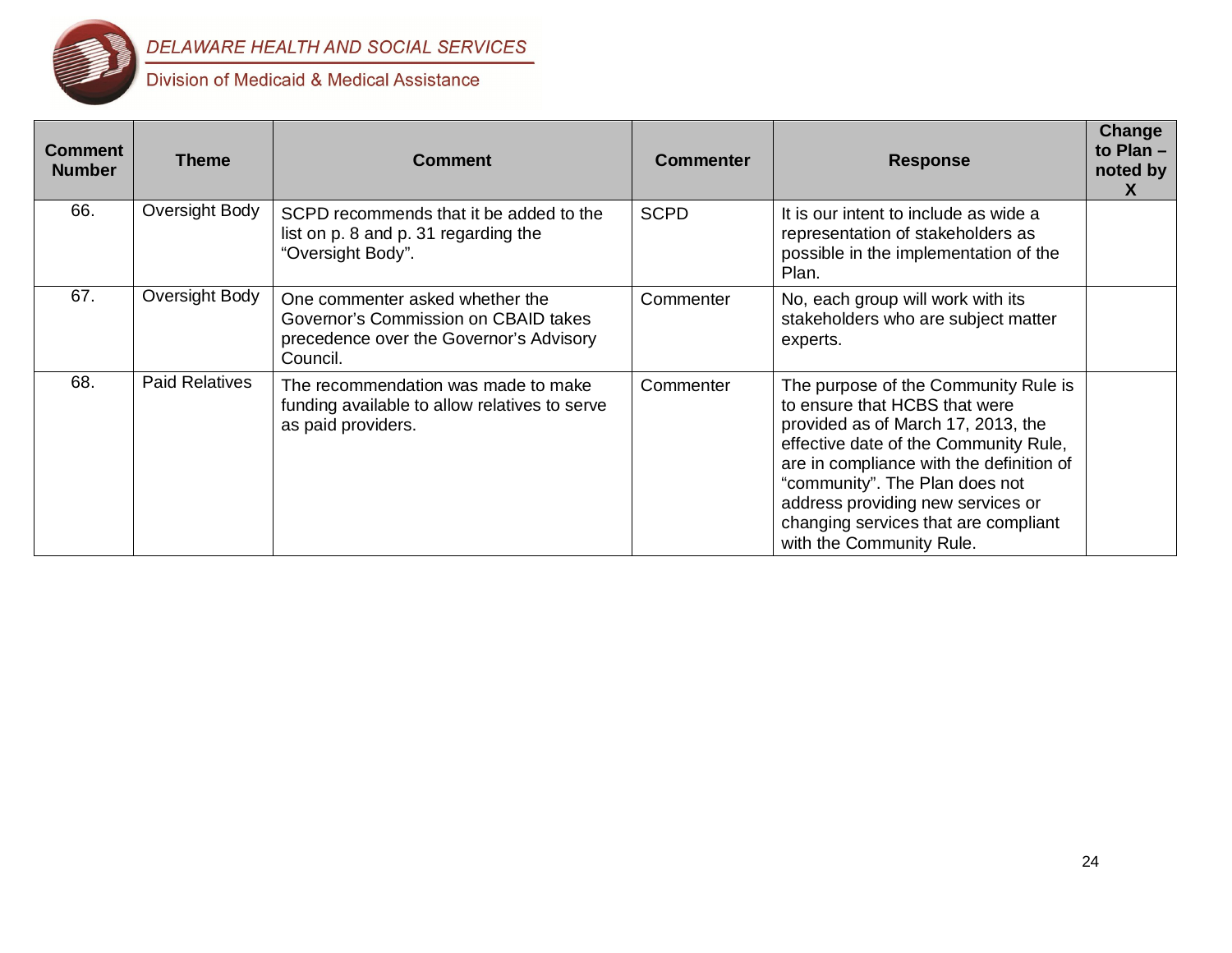| Comment Number | Theme | Comment | Commenter | Response | Change to Plan – noted by X |
|---|---|---|---|---|---|
| 66. | Oversight Body | SCPD recommends that it be added to the list on p. 8 and p. 31 regarding the “Oversight Body”. | SCPD | It is our intent to include as wide a representation of stakeholders as possible in the implementation of the Plan. | |
| 67. | Oversight Body | One commenter asked whether the Governor’s Commission on CBAID takes precedence over the Governor’s Advisory Council. | Commenter | No, each group will work with its stakeholders who are subject matter experts. | |
| 68. | Paid Relatives | The recommendation was made to make funding available to allow relatives to serve as paid providers. | Commenter | The purpose of the Community Rule is to ensure that HCBS that were provided as of March 17, 2013, the effective date of the Community Rule, are in compliance with the definition of “community”. The Plan does not address providing new services or changing services that are compliant with the Community Rule. | |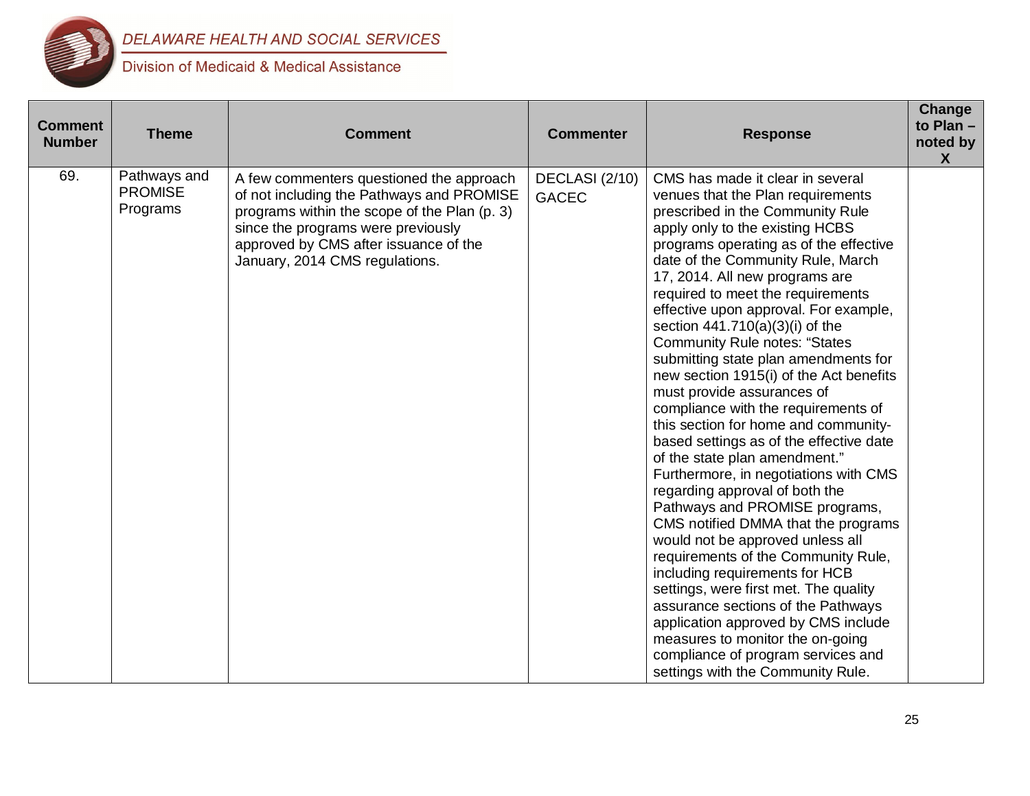| Comment Number | Theme | Comment | Commenter | Response | Change to Plan – noted by X |
|---|---|---|---|---|---|
| 69. | Pathways and PROMISE Programs | A few commenters questioned the approach of not including the Pathways and PROMISE programs within the scope of the Plan (p. 3) since the programs were previously approved by CMS after issuance of the January, 2014 CMS regulations. | DECLASI (2/10) GACEC | CMS has made it clear in several venues that the Plan requirements prescribed in the Community Rule apply only to the existing HCBS programs operating as of the effective date of the Community Rule, March 17, 2014. All new programs are required to meet the requirements effective upon approval. For example, section 441.710(a)(3)(i) of the Community Rule notes: "States submitting state plan amendments for new section 1915(i) of the Act benefits must provide assurances of compliance with the requirements of this section for home and community-based settings as of the effective date of the state plan amendment." Furthermore, in negotiations with CMS regarding approval of both the Pathways and PROMISE programs, CMS notified DMMA that the programs would not be approved unless all requirements of the Community Rule, including requirements for HCB settings, were first met. The quality assurance sections of the Pathways application approved by CMS include measures to monitor the on-going compliance of program services and settings with the Community Rule. | |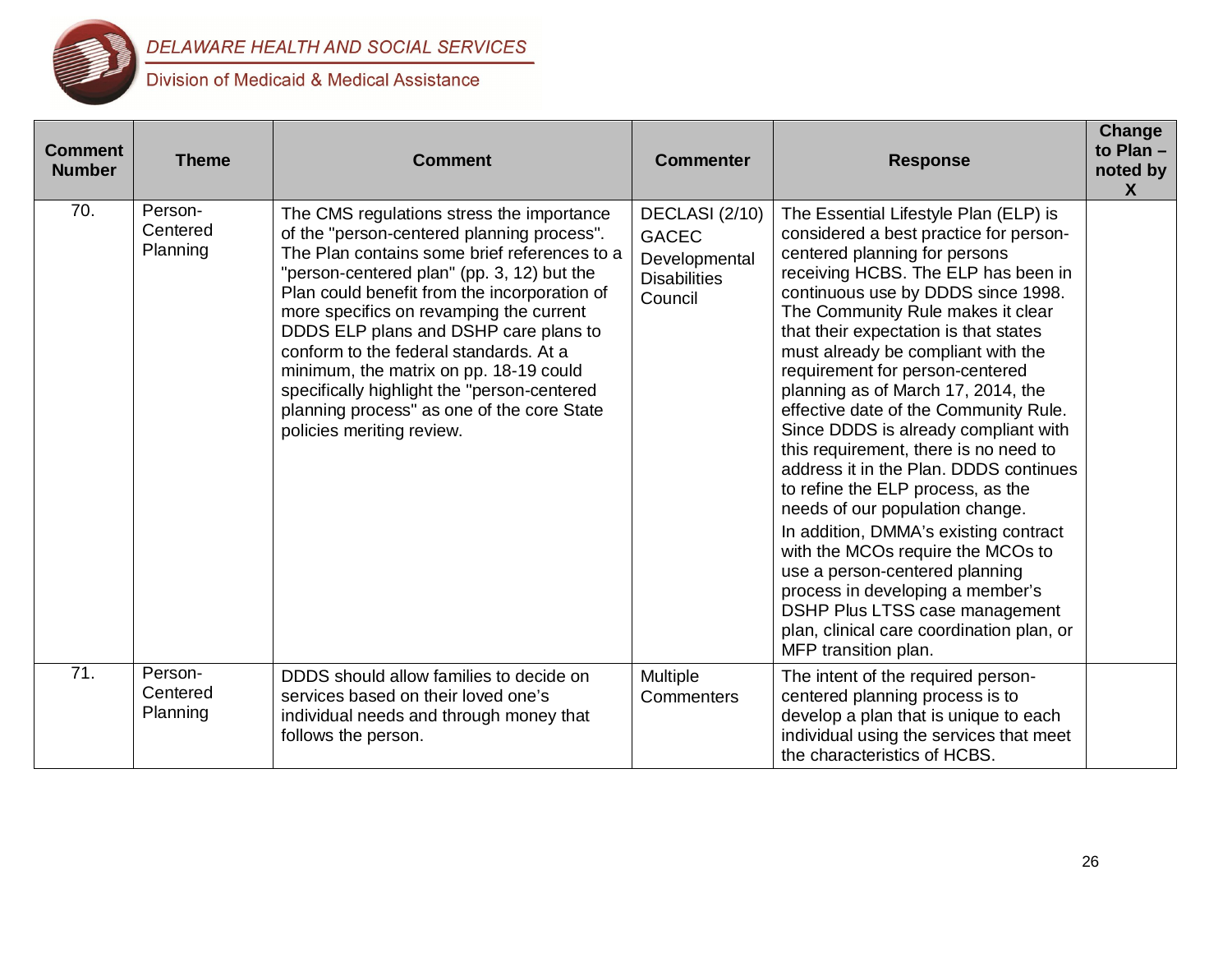| Comment Number | Theme | Comment | Commenter | Response | Change to Plan – noted by X |
|---|---|---|---|---|---|
| 70. | Person-Centered Planning | The CMS regulations stress the importance of the "person-centered planning process". The Plan contains some brief references to a "person-centered plan" (pp. 3, 12) but the Plan could benefit from the incorporation of more specifics on revamping the current DDDS ELP plans and DSHP care plans to conform to the federal standards. At a minimum, the matrix on pp. 18-19 could specifically highlight the "person-centered planning process" as one of the core State policies meriting review. | DECLASI (2/10) GACEC Developmental Disabilities Council | The Essential Lifestyle Plan (ELP) is considered a best practice for person-centered planning for persons receiving HCBS. The ELP has been in continuous use by DDDS since 1998. The Community Rule makes it clear that their expectation is that states must already be compliant with the requirement for person-centered planning as of March 17, 2014, the effective date of the Community Rule. Since DDDS is already compliant with this requirement, there is no need to address it in the Plan. DDDS continues to refine the ELP process, as the needs of our population change.<br><br>In addition, DMMA's existing contract with the MCOs require the MCOs to use a person-centered planning process in developing a member's DSHP Plus LTSS case management plan, clinical care coordination plan, or MFP transition plan. | |
| 71. | Person-Centered Planning | DDDS should allow families to decide on services based on their loved one's individual needs and through money that follows the person. | Multiple Commenters | The intent of the required person-centered planning process is to develop a plan that is unique to each individual using the services that meet the characteristics of HCBS. | |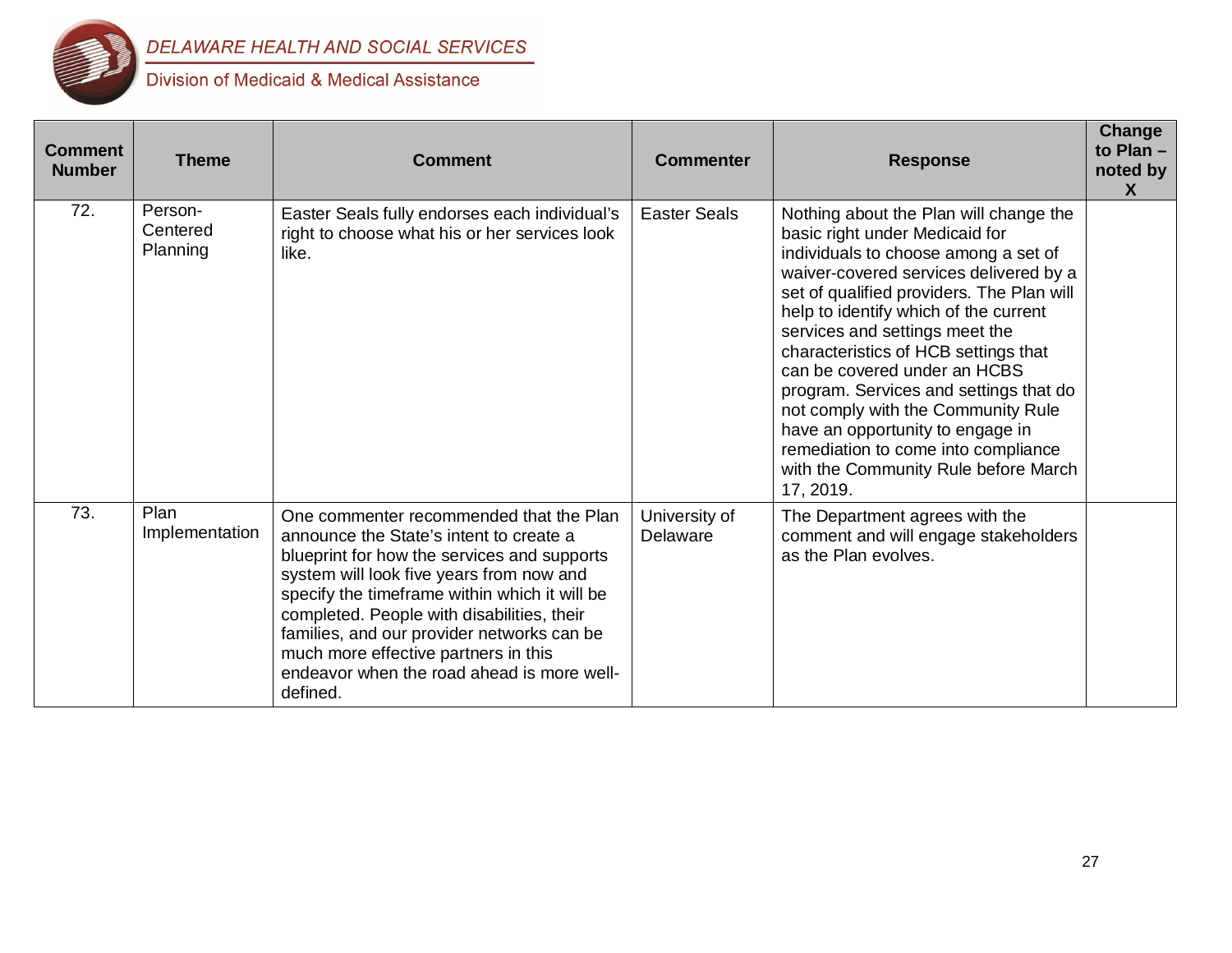| Comment Number | Theme | Comment | Commenter | Response | Change to Plan – noted by X |
|---|---|---|---|---|---|
| 72. | Person-Centered Planning | Easter Seals fully endorses each individual's right to choose what his or her services look like. | Easter Seals | Nothing about the Plan will change the basic right under Medicaid for individuals to choose among a set of waiver-covered services delivered by a set of qualified providers. The Plan will help to identify which of the current services and settings meet the characteristics of HCB settings that can be covered under an HCBS program. Services and settings that do not comply with the Community Rule have an opportunity to engage in remediation to come into compliance with the Community Rule before March 17, 2019. | |
| 73. | Plan Implementation | One commenter recommended that the Plan announce the State's intent to create a blueprint for how the services and supports system will look five years from now and specify the timeframe within which it will be completed. People with disabilities, their families, and our provider networks can be much more effective partners in this endeavor when the road ahead is more well-defined. | University of Delaware | The Department agrees with the comment and will engage stakeholders as the Plan evolves. | |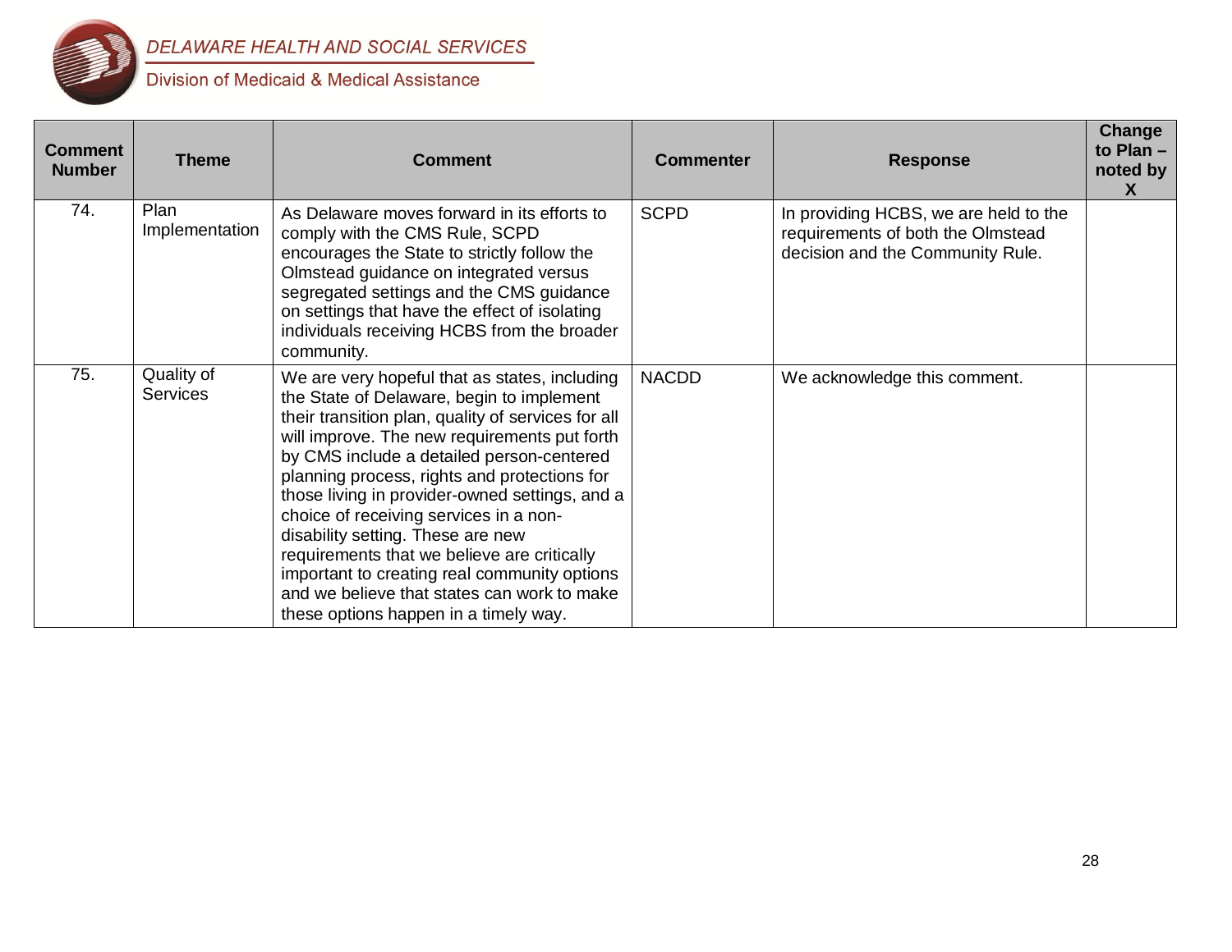| Comment Number | Theme | Comment | Commenter | Response | Change to Plan – noted by X |
|---|---|---|---|---|---|
| 74. | Plan Implementation | As Delaware moves forward in its efforts to comply with the CMS Rule, SCPD encourages the State to strictly follow the Olmstead guidance on integrated versus segregated settings and the CMS guidance on settings that have the effect of isolating individuals receiving HCBS from the broader community. | SCPD | In providing HCBS, we are held to the requirements of both the Olmstead decision and the Community Rule. | |
| 75. | Quality of Services | We are very hopeful that as states, including the State of Delaware, begin to implement their transition plan, quality of services for all will improve. The new requirements put forth by CMS include a detailed person-centered planning process, rights and protections for those living in provider-owned settings, and a choice of receiving services in a non-disability setting. These are new requirements that we believe are critically important to creating real community options and we believe that states can work to make these options happen in a timely way. | NACDD | We acknowledge this comment. | |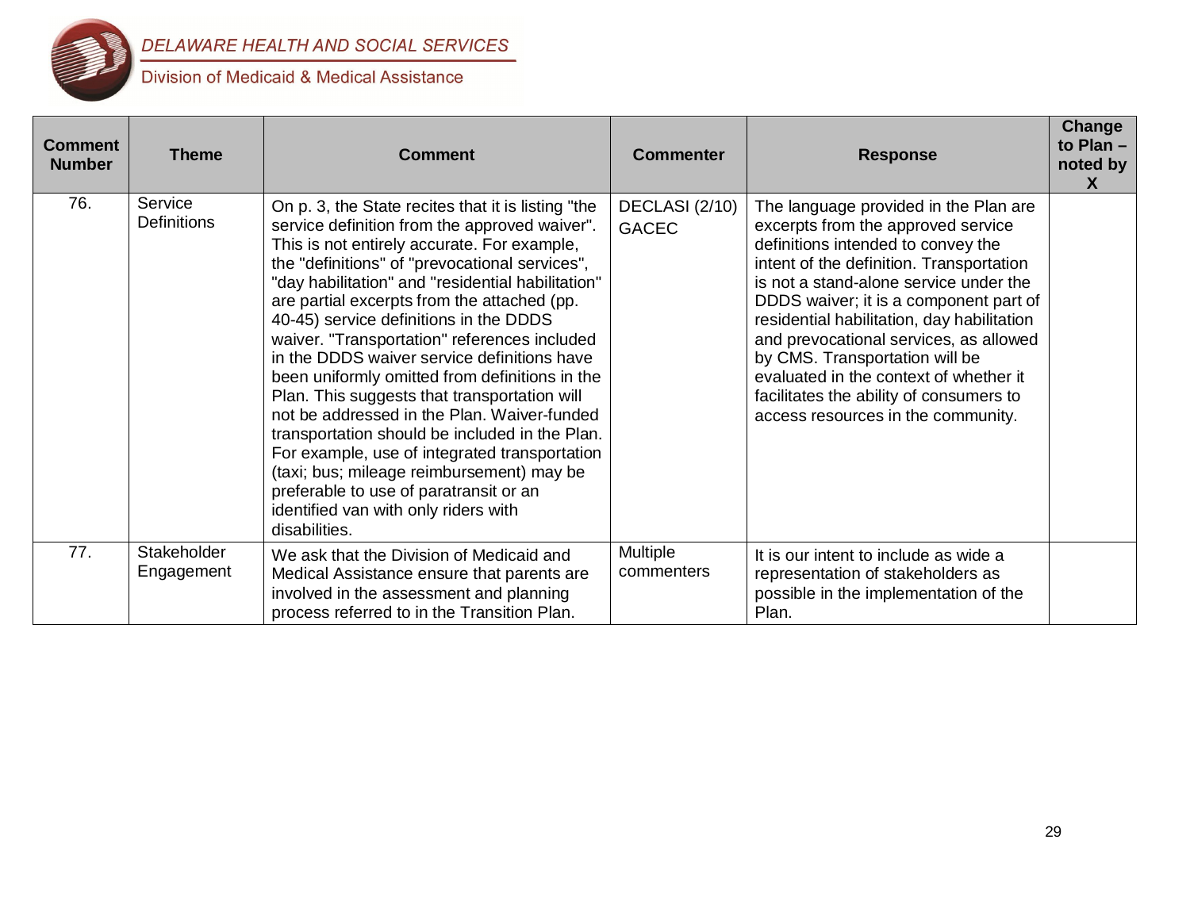| Comment Number | Theme | Comment | Commenter | Response | Change to Plan – noted by X |
|---|---|---|---|---|---|
| 76. | Service Definitions | On p. 3, the State recites that it is listing "the service definition from the approved waiver". This is not entirely accurate. For example, the "definitions" of "prevocational services", "day habilitation" and "residential habilitation" are partial excerpts from the attached (pp. 40-45) service definitions in the DDDS waiver. "Transportation" references included in the DDDS waiver service definitions have been uniformly omitted from definitions in the Plan. This suggests that transportation will not be addressed in the Plan. Waiver-funded transportation should be included in the Plan. For example, use of integrated transportation (taxi; bus; mileage reimbursement) may be preferable to use of paratransit or an identified van with only riders with disabilities. | DECLASI (2/10) GACEC | The language provided in the Plan are excerpts from the approved service definitions intended to convey the intent of the definition. Transportation is not a stand-alone service under the DDDS waiver; it is a component part of residential habilitation, day habilitation and prevocational services, as allowed by CMS. Transportation will be evaluated in the context of whether it facilitates the ability of consumers to access resources in the community. | |
| 77. | Stakeholder Engagement | We ask that the Division of Medicaid and Medical Assistance ensure that parents are involved in the assessment and planning process referred to in the Transition Plan. | Multiple commenters | It is our intent to include as wide a representation of stakeholders as possible in the implementation of the Plan. | |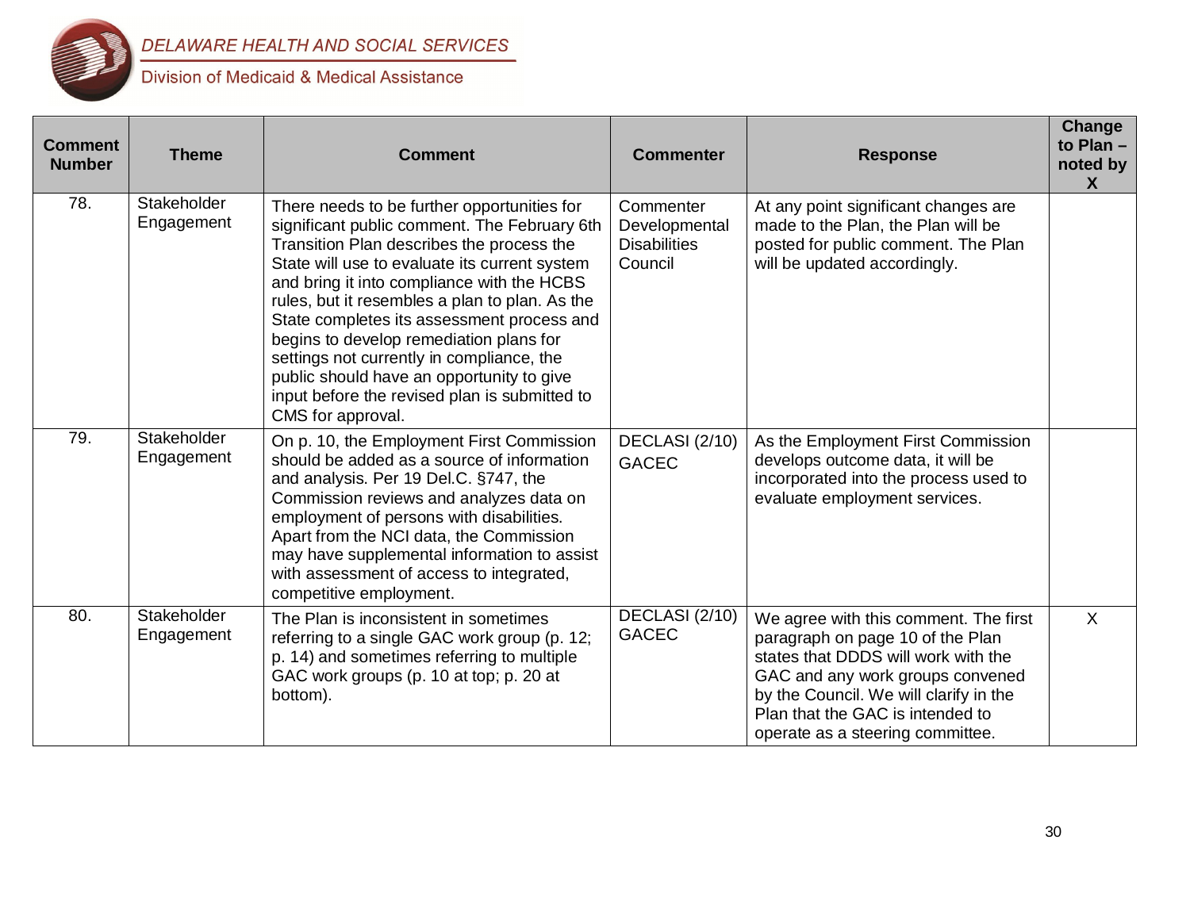| Comment Number | Theme | Comment | Commenter | Response | Change to Plan – noted by X |
|---|---|---|---|---|---|
| 78. | Stakeholder Engagement | There needs to be further opportunities for significant public comment. The February 6th Transition Plan describes the process the State will use to evaluate its current system and bring it into compliance with the HCBS rules, but it resembles a plan to plan. As the State completes its assessment process and begins to develop remediation plans for settings not currently in compliance, the public should have an opportunity to give input before the revised plan is submitted to CMS for approval. | Commenter Developmental Disabilities Council | At any point significant changes are made to the Plan, the Plan will be posted for public comment. The Plan will be updated accordingly. | |
| 79. | Stakeholder Engagement | On p. 10, the Employment First Commission should be added as a source of information and analysis. Per 19 Del.C. §747, the Commission reviews and analyzes data on employment of persons with disabilities. Apart from the NCI data, the Commission may have supplemental information to assist with assessment of access to integrated, competitive employment. | DECLASI (2/10) GACEC | As the Employment First Commission develops outcome data, it will be incorporated into the process used to evaluate employment services. | |
| 80. | Stakeholder Engagement | The Plan is inconsistent in sometimes referring to a single GAC work group (p. 12; p. 14) and sometimes referring to multiple GAC work groups (p. 10 at top; p. 20 at bottom). | DECLASI (2/10) GACEC | We agree with this comment. The first paragraph on page 10 of the Plan states that DDDS will work with the GAC and any work groups convened by the Council. We will clarify in the Plan that the GAC is intended to operate as a steering committee. | X |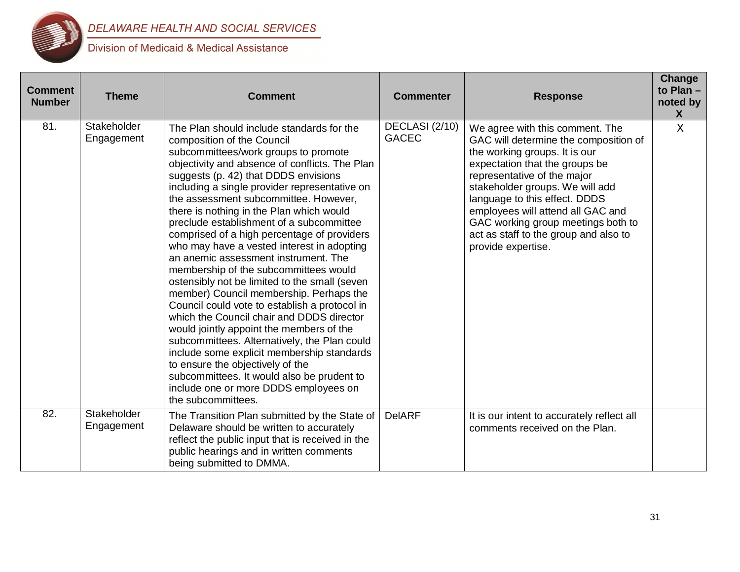| Comment Number | Theme | Comment | Commenter | Response | Change to Plan – noted by X |
|---|---|---|---|---|---|
| 81. | Stakeholder Engagement | The Plan should include standards for the composition of the Council subcommittees/work groups to promote objectivity and absence of conflicts. The Plan suggests (p. 42) that DDDS envisions including a single provider representative on the assessment subcommittee. However, there is nothing in the Plan which would preclude establishment of a subcommittee comprised of a high percentage of providers who may have a vested interest in adopting an anemic assessment instrument. The membership of the subcommittees would ostensibly not be limited to the small (seven member) Council membership. Perhaps the Council could vote to establish a protocol in which the Council chair and DDDS director would jointly appoint the members of the subcommittees. Alternatively, the Plan could include some explicit membership standards to ensure the objectivity of the subcommittees. It would also be prudent to include one or more DDDS employees on the subcommittees. | DECLASI (2/10) GACEC | We agree with this comment. The GAC will determine the composition of the working groups. It is our expectation that the groups be representative of the major stakeholder groups. We will add language to this effect. DDDS employees will attend all GAC and GAC working group meetings both to act as staff to the group and also to provide expertise. | X |
| 82. | Stakeholder Engagement | The Transition Plan submitted by the State of Delaware should be written to accurately reflect the public input that is received in the public hearings and in written comments being submitted to DMMA. | DelARF | It is our intent to accurately reflect all comments received on the Plan. | |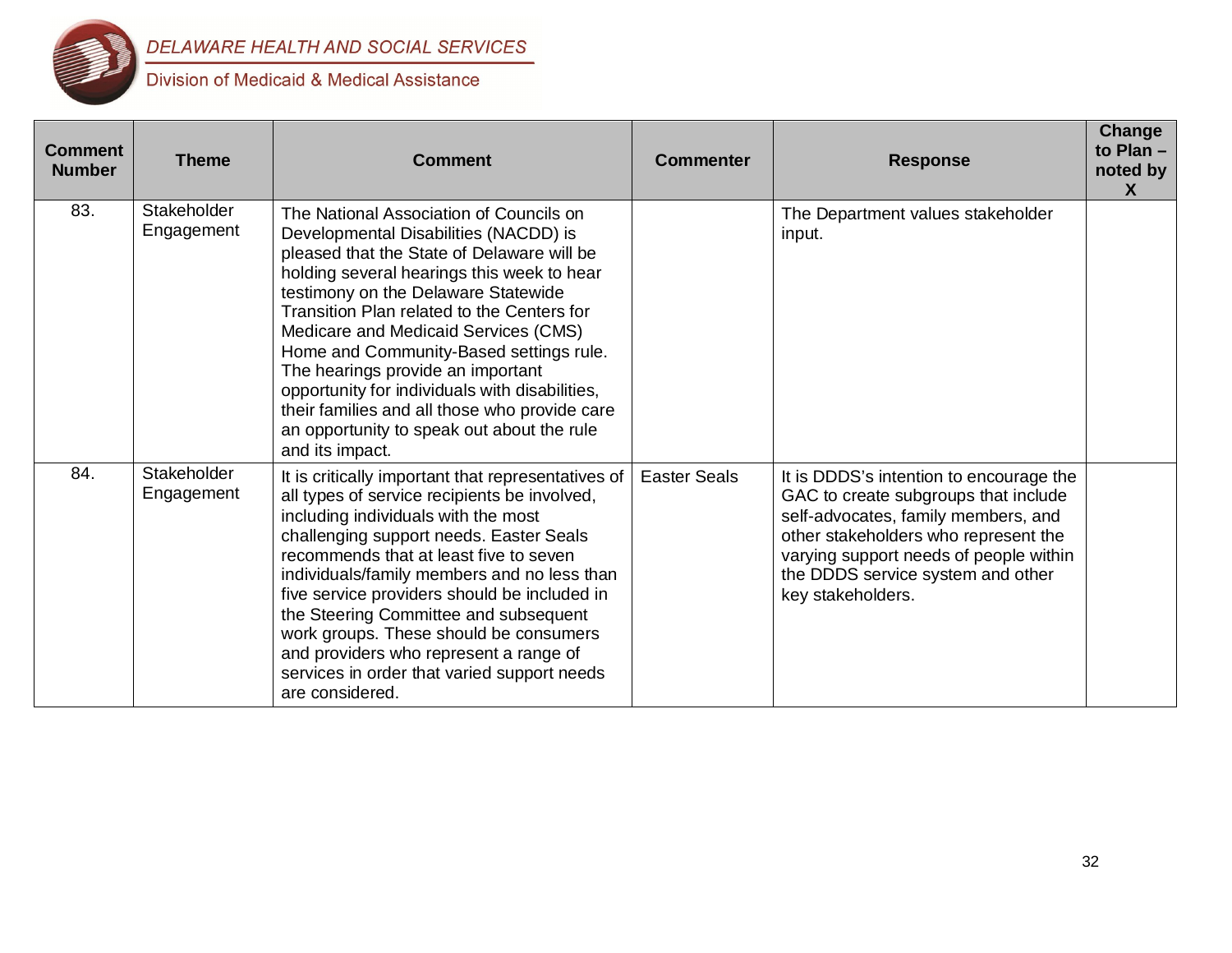| Comment Number | Theme | Comment | Commenter | Response | Change to Plan – noted by X |
|---|---|---|---|---|---|
| 83. | Stakeholder Engagement | The National Association of Councils on Developmental Disabilities (NACDD) is pleased that the State of Delaware will be holding several hearings this week to hear testimony on the Delaware Statewide Transition Plan related to the Centers for Medicare and Medicaid Services (CMS) Home and Community-Based settings rule. The hearings provide an important opportunity for individuals with disabilities, their families and all those who provide care an opportunity to speak out about the rule and its impact. | | The Department values stakeholder input. | |
| 84. | Stakeholder Engagement | It is critically important that representatives of all types of service recipients be involved, including individuals with the most challenging support needs. Easter Seals recommends that at least five to seven individuals/family members and no less than five service providers should be included in the Steering Committee and subsequent work groups. These should be consumers and providers who represent a range of services in order that varied support needs are considered. | Easter Seals | It is DDDS's intention to encourage the GAC to create subgroups that include self-advocates, family members, and other stakeholders who represent the varying support needs of people within the DDDS service system and other key stakeholders. | |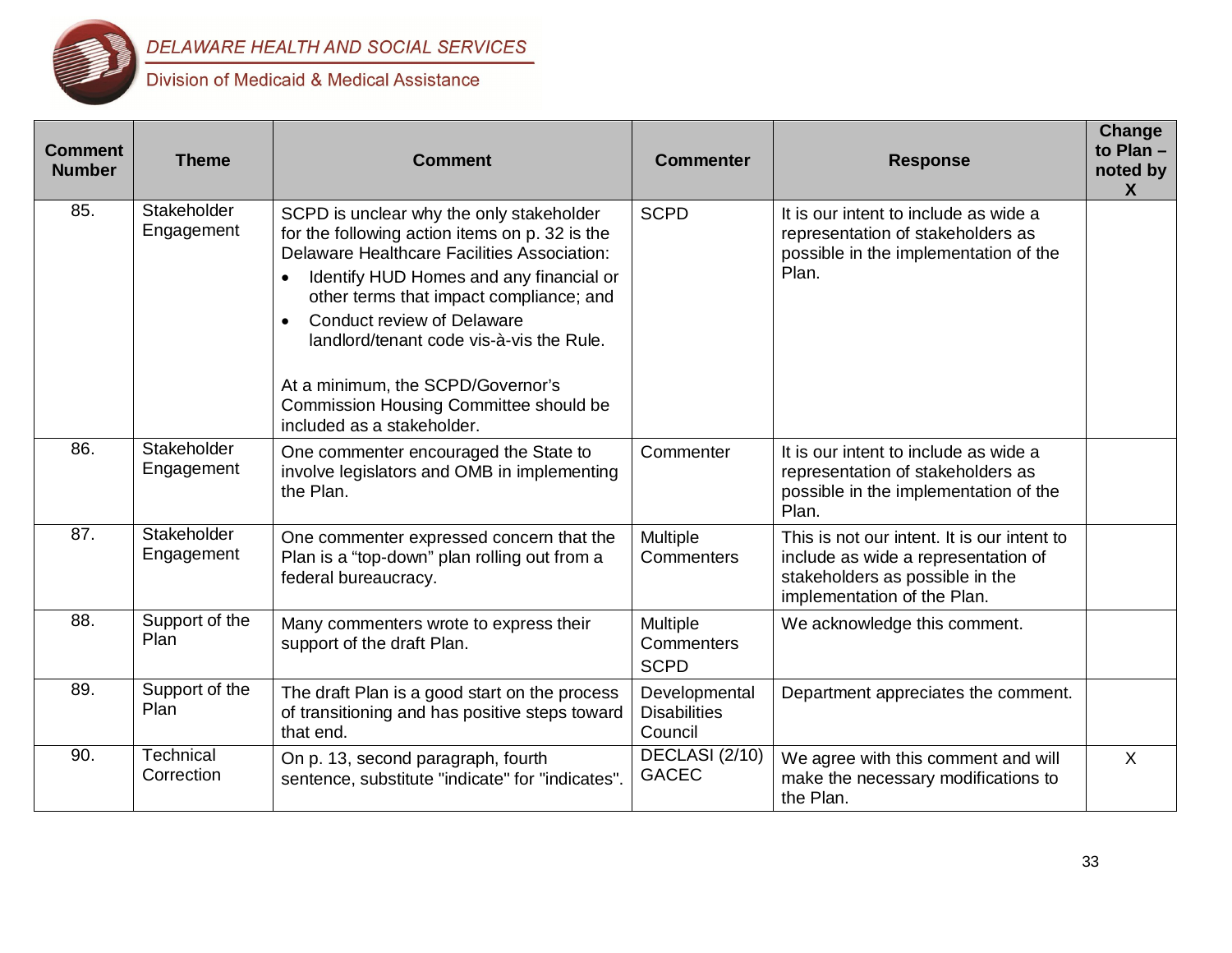| Comment Number | Theme | Comment | Commenter | Response | Change to Plan – noted by X |
|---|---|---|---|---|---|
| 85. | Stakeholder Engagement | SCPD is unclear why the only stakeholder for the following action items on p. 32 is the Delaware Healthcare Facilities Association: • Identify HUD Homes and any financial or other terms that impact compliance; and • Conduct review of Delaware landlord/tenant code vis-à-vis the Rule. At a minimum, the SCPD/Governor's Commission Housing Committee should be included as a stakeholder. | SCPD | It is our intent to include as wide a representation of stakeholders as possible in the implementation of the Plan. | |
| 86. | Stakeholder Engagement | One commenter encouraged the State to involve legislators and OMB in implementing the Plan. | Commenter | It is our intent to include as wide a representation of stakeholders as possible in the implementation of the Plan. | |
| 87. | Stakeholder Engagement | One commenter expressed concern that the Plan is a "top-down" plan rolling out from a federal bureaucracy. | Multiple Commenters | This is not our intent. It is our intent to include as wide a representation of stakeholders as possible in the implementation of the Plan. | |
| 88. | Support of the Plan | Many commenters wrote to express their support of the draft Plan. | Multiple Commenters SCPD | We acknowledge this comment. | |
| 89. | Support of the Plan | The draft Plan is a good start on the process of transitioning and has positive steps toward that end. | Developmental Disabilities Council | Department appreciates the comment. | |
| 90. | Technical Correction | On p. 13, second paragraph, fourth sentence, substitute "indicate" for "indicates". | DECLASI (2/10) GACEC | We agree with this comment and will make the necessary modifications to the Plan. | X |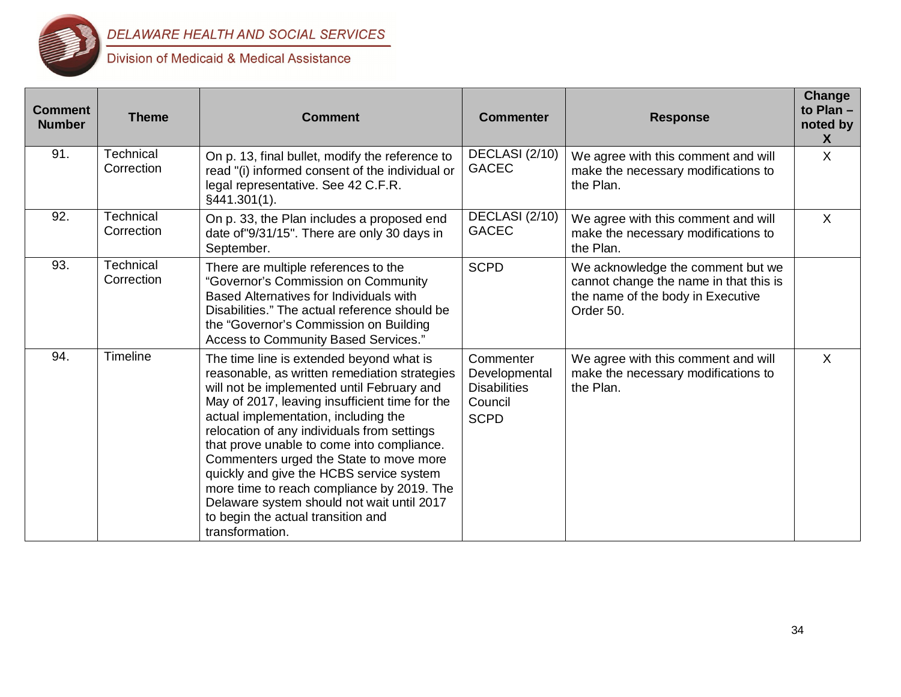| Comment Number | Theme | Comment | Commenter | Response | Change to Plan – noted by X |
|---|---|---|---|---|---|
| 91. | Technical Correction | On p. 13, final bullet, modify the reference to read "(i) informed consent of the individual or legal representative. See 42 C.F.R. §441.301(1). | DECLASI (2/10) GACEC | We agree with this comment and will make the necessary modifications to the Plan. | X |
| 92. | Technical Correction | On p. 33, the Plan includes a proposed end date of"9/31/15". There are only 30 days in September. | DECLASI (2/10) GACEC | We agree with this comment and will make the necessary modifications to the Plan. | X |
| 93. | Technical Correction | There are multiple references to the "Governor's Commission on Community Based Alternatives for Individuals with Disabilities." The actual reference should be the "Governor's Commission on Building Access to Community Based Services." | SCPD | We acknowledge the comment but we cannot change the name in that this is the name of the body in Executive Order 50. | |
| 94. | Timeline | The time line is extended beyond what is reasonable, as written remediation strategies will not be implemented until February and May of 2017, leaving insufficient time for the actual implementation, including the relocation of any individuals from settings that prove unable to come into compliance. Commenters urged the State to move more quickly and give the HCBS service system more time to reach compliance by 2019. The Delaware system should not wait until 2017 to begin the actual transition and transformation. | Commenter Developmental Disabilities Council<br>SCPD | We agree with this comment and will make the necessary modifications to the Plan. | X |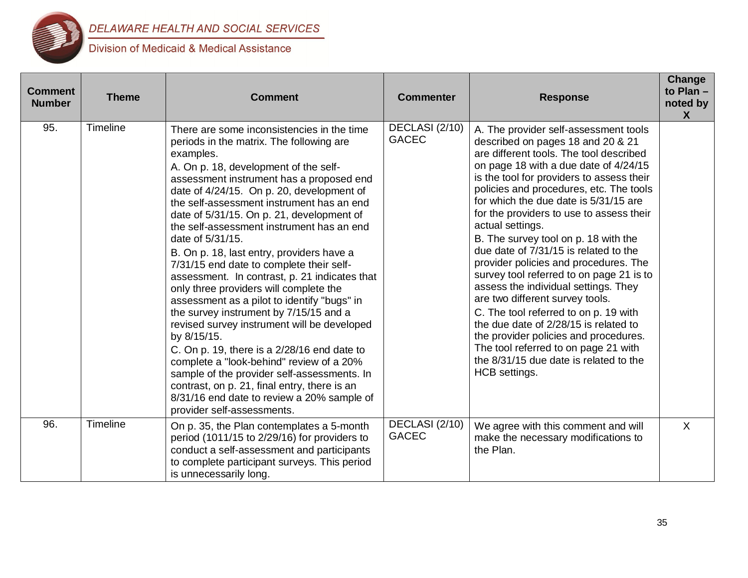| Comment Number | Theme | Comment | Commenter | Response | Change to Plan – noted by X |
|---|---|---|---|---|---|
| 95. | Timeline | There are some inconsistencies in the time periods in the matrix. The following are examples.<br>A. On p. 18, development of the self-assessment instrument has a proposed end date of 4/24/15. On p. 20, development of the self-assessment instrument has an end date of 5/31/15. On p. 21, development of the self-assessment instrument has an end date of 5/31/15.<br>B. On p. 18, last entry, providers have a 7/31/15 end date to complete their self-assessment. In contrast, p. 21 indicates that only three providers will complete the assessment as a pilot to identify "bugs" in the survey instrument by 7/15/15 and a revised survey instrument will be developed by 8/15/15.<br>C. On p. 19, there is a 2/28/16 end date to complete a "look-behind" review of a 20% sample of the provider self-assessments. In contrast, on p. 21, final entry, there is an 8/31/16 end date to review a 20% sample of provider self-assessments. | DECLASI (2/10) GACEC | A. The provider self-assessment tools described on pages 18 and 20 & 21 are different tools. The tool described on page 18 with a due date of 4/24/15 is the tool for providers to assess their policies and procedures, etc. The tools for which the due date is 5/31/15 are for the providers to use to assess their actual settings.<br>B. The survey tool on p. 18 with the due date of 7/31/15 is related to the provider policies and procedures. The survey tool referred to on page 21 is to assess the individual settings. They are two different survey tools.<br>C. The tool referred to on p. 19 with the due date of 2/28/15 is related to the provider policies and procedures. The tool referred to on page 21 with the 8/31/15 due date is related to the HCB settings. | |
| 96. | Timeline | On p. 35, the Plan contemplates a 5-month period (1011/15 to 2/29/16) for providers to conduct a self-assessment and participants to complete participant surveys. This period is unnecessarily long. | DECLASI (2/10) GACEC | We agree with this comment and will make the necessary modifications to the Plan. | X |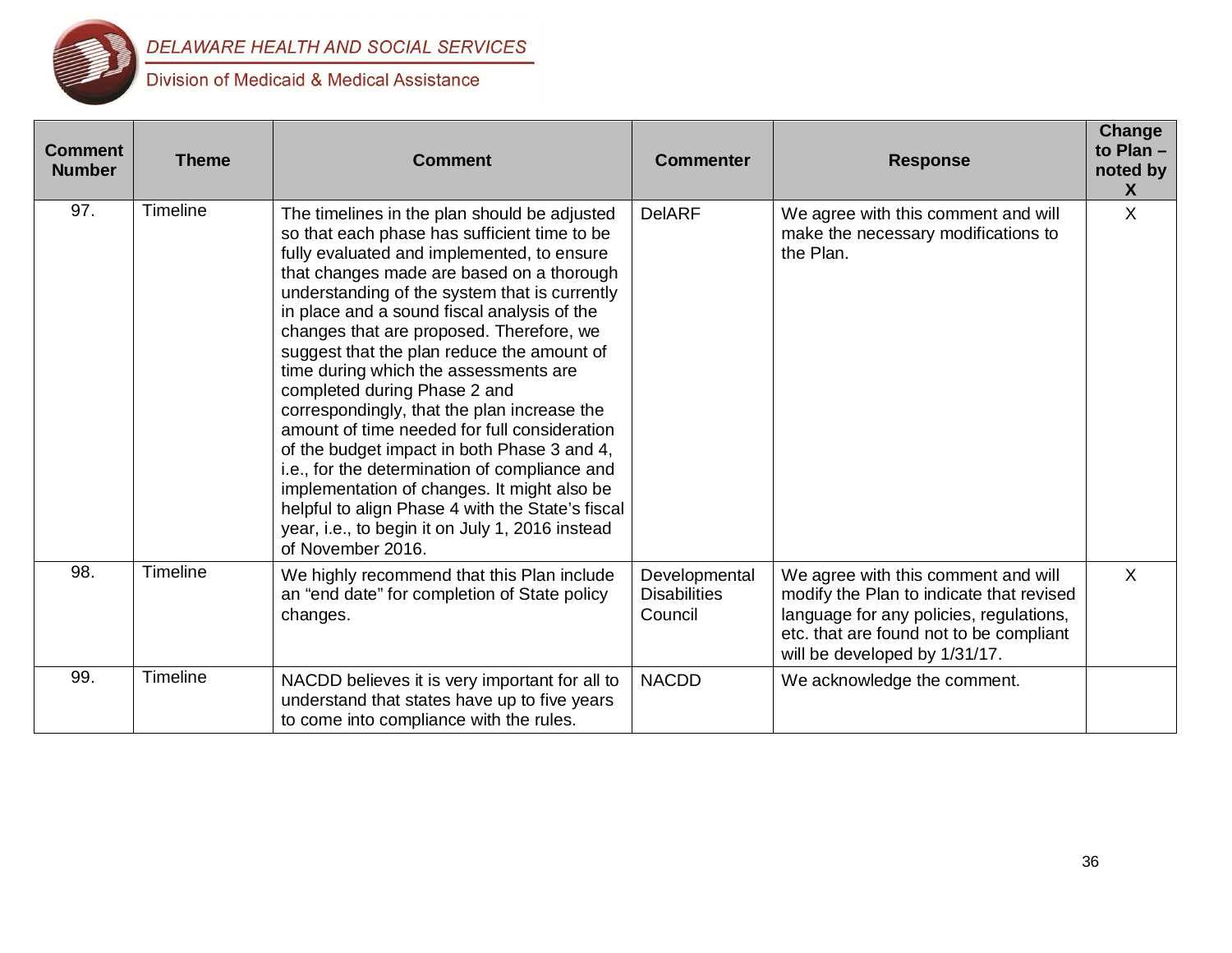| Comment Number | Theme | Comment | Commenter | Response | Change to Plan – noted by X |
|---|---|---|---|---|---|
| 97. | Timeline | The timelines in the plan should be adjusted so that each phase has sufficient time to be fully evaluated and implemented, to ensure that changes made are based on a thorough understanding of the system that is currently in place and a sound fiscal analysis of the changes that are proposed. Therefore, we suggest that the plan reduce the amount of time during which the assessments are completed during Phase 2 and correspondingly, that the plan increase the amount of time needed for full consideration of the budget impact in both Phase 3 and 4, i.e., for the determination of compliance and implementation of changes. It might also be helpful to align Phase 4 with the State's fiscal year, i.e., to begin it on July 1, 2016 instead of November 2016. | DelARF | We agree with this comment and will make the necessary modifications to the Plan. | X |
| 98. | Timeline | We highly recommend that this Plan include an "end date" for completion of State policy changes. | Developmental Disabilities Council | We agree with this comment and will modify the Plan to indicate that revised language for any policies, regulations, etc. that are found not to be compliant will be developed by 1/31/17. | X |
| 99. | Timeline | NACDD believes it is very important for all to understand that states have up to five years to come into compliance with the rules. | NACDD | We acknowledge the comment. | |